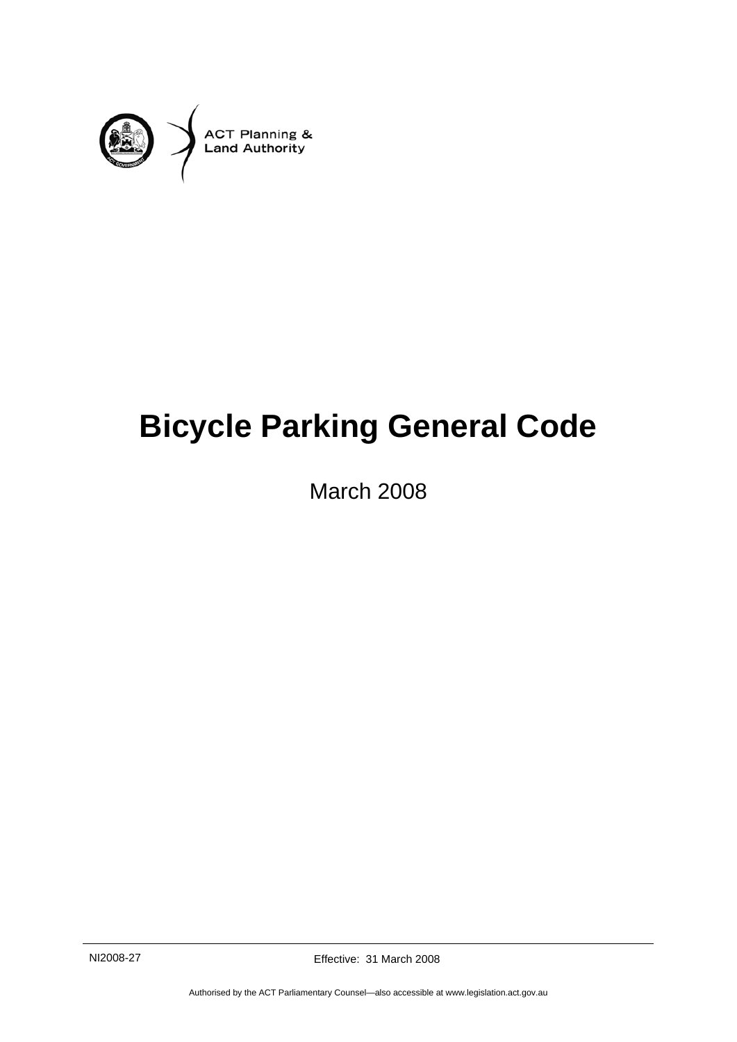ACT Planning & Land Authority

# Bicycle Parking General Code

March 2008

NI2008-27 Effective: 31 March 2008

Authorised by the ACT Parliamentary Counsel—also accessible at www.legislation.act.gov.au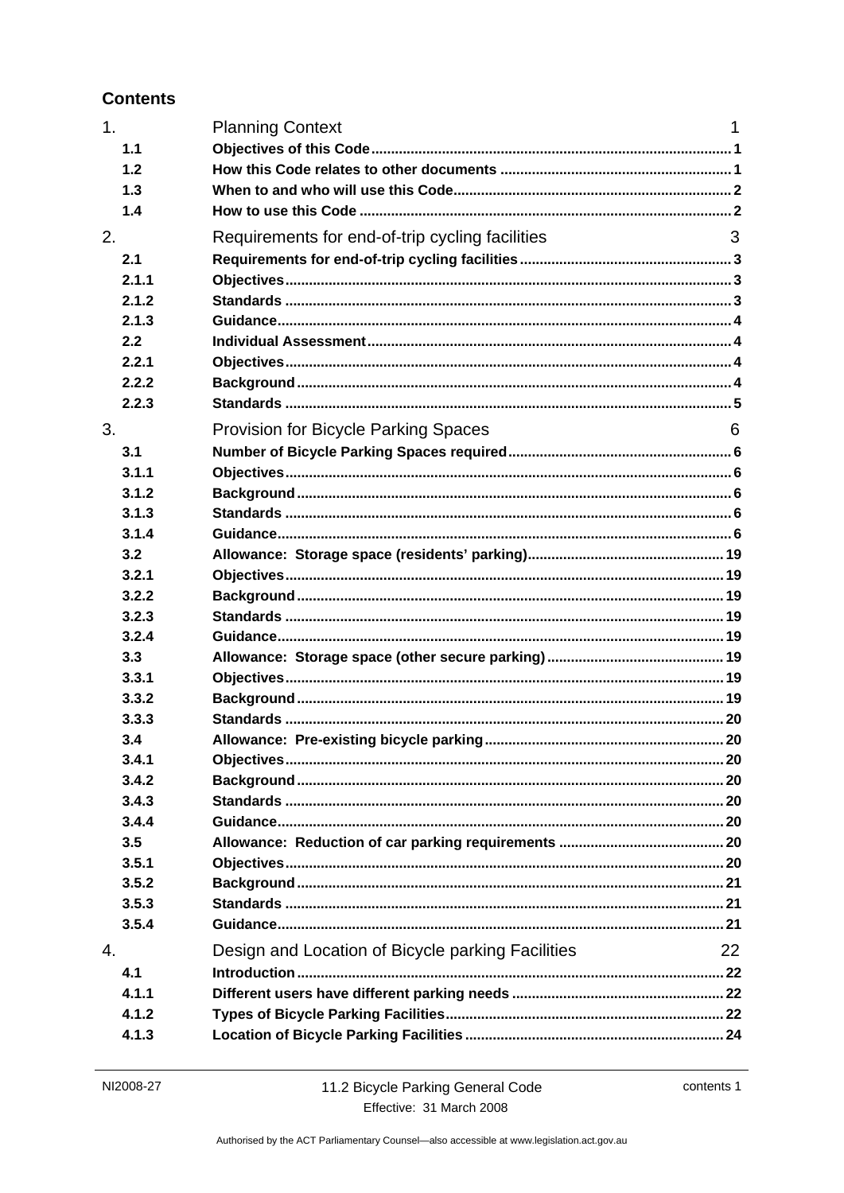## Contents

| | | |
|---|---|---|
| 1. | Planning Context | 1 |
| 1.1 | **Objectives of this Code** | 1 |
| 1.2 | **How this Code relates to other documents** | 1 |
| 1.3 | **When to and who will use this Code** | 2 |
| 1.4 | **How to use this Code** | 2 |
| 2. | Requirements for end-of-trip cycling facilities | 3 |
| 2.1 | **Requirements for end-of-trip cycling facilities** | 3 |
| 2.1.1 | **Objectives** | 3 |
| 2.1.2 | **Standards** | 3 |
| 2.1.3 | **Guidance** | 4 |
| 2.2 | **Individual Assessment** | 4 |
| 2.2.1 | **Objectives** | 4 |
| 2.2.2 | **Background** | 4 |
| 2.2.3 | **Standards** | 5 |
| 3. | Provision for Bicycle Parking Spaces | 6 |
| 3.1 | **Number of Bicycle Parking Spaces required** | 6 |
| 3.1.1 | **Objectives** | 6 |
| 3.1.2 | **Background** | 6 |
| 3.1.3 | **Standards** | 6 |
| 3.1.4 | **Guidance** | 6 |
| 3.2 | **Allowance: Storage space (residents' parking)** | 19 |
| 3.2.1 | **Objectives** | 19 |
| 3.2.2 | **Background** | 19 |
| 3.2.3 | **Standards** | 19 |
| 3.2.4 | **Guidance** | 19 |
| 3.3 | **Allowance: Storage space (other secure parking)** | 19 |
| 3.3.1 | **Objectives** | 19 |
| 3.3.2 | **Background** | 19 |
| 3.3.3 | **Standards** | 20 |
| 3.4 | **Allowance: Pre-existing bicycle parking** | 20 |
| 3.4.1 | **Objectives** | 20 |
| 3.4.2 | **Background** | 20 |
| 3.4.3 | **Standards** | 20 |
| 3.4.4 | **Guidance** | 20 |
| 3.5 | **Allowance: Reduction of car parking requirements** | 20 |
| 3.5.1 | **Objectives** | 20 |
| 3.5.2 | **Background** | 21 |
| 3.5.3 | **Standards** | 21 |
| 3.5.4 | **Guidance** | 21 |
| 4. | Design and Location of Bicycle parking Facilities | 22 |
| 4.1 | **Introduction** | 22 |
| 4.1.1 | **Different users have different parking needs** | 22 |
| 4.1.2 | **Types of Bicycle Parking Facilities** | 22 |
| 4.1.3 | **Location of Bicycle Parking Facilities** | 24 |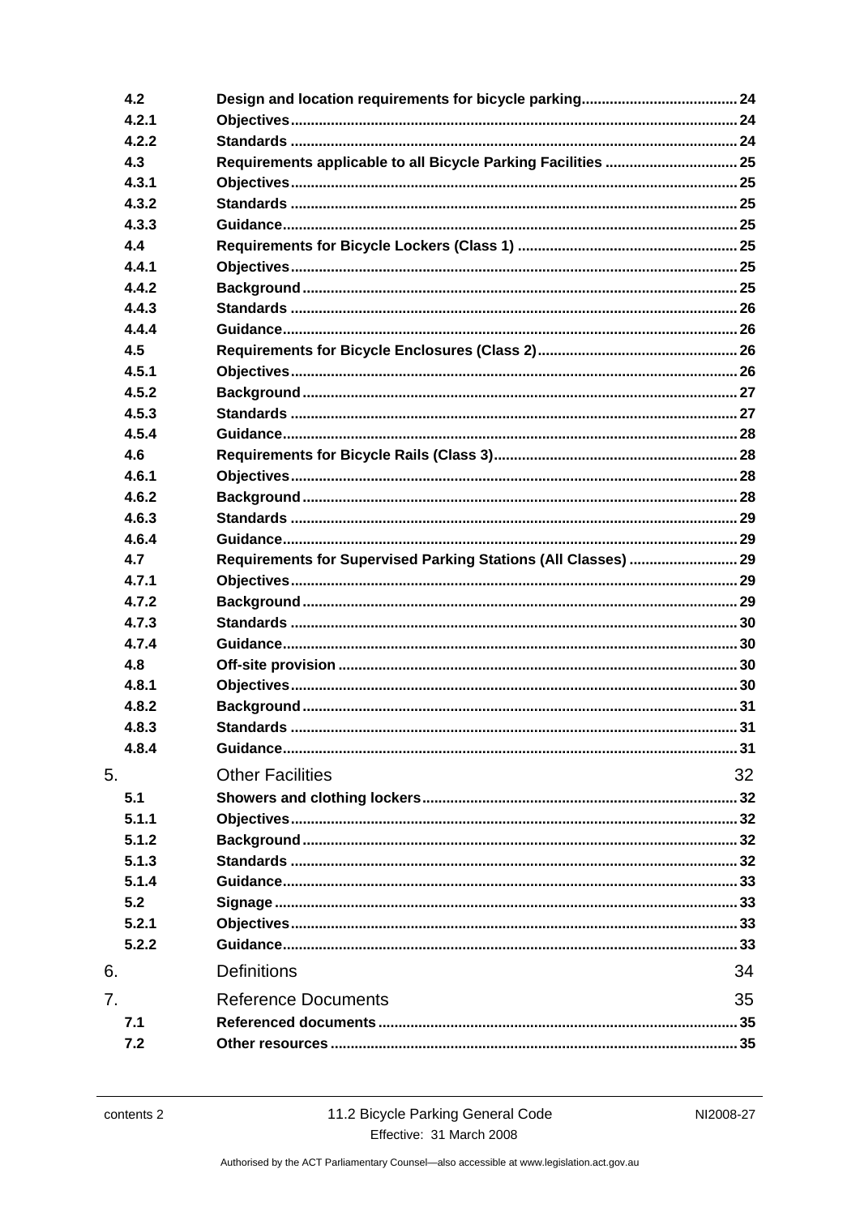| | | |
|---|---|---|
| 4.2 | Design and location requirements for bicycle parking | 24 |
| 4.2.1 | Objectives | 24 |
| 4.2.2 | Standards | 24 |
| 4.3 | Requirements applicable to all Bicycle Parking Facilities | 25 |
| 4.3.1 | Objectives | 25 |
| 4.3.2 | Standards | 25 |
| 4.3.3 | Guidance | 25 |
| 4.4 | Requirements for Bicycle Lockers (Class 1) | 25 |
| 4.4.1 | Objectives | 25 |
| 4.4.2 | Background | 25 |
| 4.4.3 | Standards | 26 |
| 4.4.4 | Guidance | 26 |
| 4.5 | Requirements for Bicycle Enclosures (Class 2) | 26 |
| 4.5.1 | Objectives | 26 |
| 4.5.2 | Background | 27 |
| 4.5.3 | Standards | 27 |
| 4.5.4 | Guidance | 28 |
| 4.6 | Requirements for Bicycle Rails (Class 3) | 28 |
| 4.6.1 | Objectives | 28 |
| 4.6.2 | Background | 28 |
| 4.6.3 | Standards | 29 |
| 4.6.4 | Guidance | 29 |
| 4.7 | Requirements for Supervised Parking Stations (All Classes) | 29 |
| 4.7.1 | Objectives | 29 |
| 4.7.2 | Background | 29 |
| 4.7.3 | Standards | 30 |
| 4.7.4 | Guidance | 30 |
| 4.8 | Off-site provision | 30 |
| 4.8.1 | Objectives | 30 |
| 4.8.2 | Background | 31 |
| 4.8.3 | Standards | 31 |
| 4.8.4 | Guidance | 31 |
| 5. | Other Facilities | 32 |
| 5.1 | Showers and clothing lockers | 32 |
| 5.1.1 | Objectives | 32 |
| 5.1.2 | Background | 32 |
| 5.1.3 | Standards | 32 |
| 5.1.4 | Guidance | 33 |
| 5.2 | Signage | 33 |
| 5.2.1 | Objectives | 33 |
| 5.2.2 | Guidance | 33 |
| 6. | Definitions | 34 |
| 7. | Reference Documents | 35 |
| 7.1 | Referenced documents | 35 |
| 7.2 | Other resources | 35 |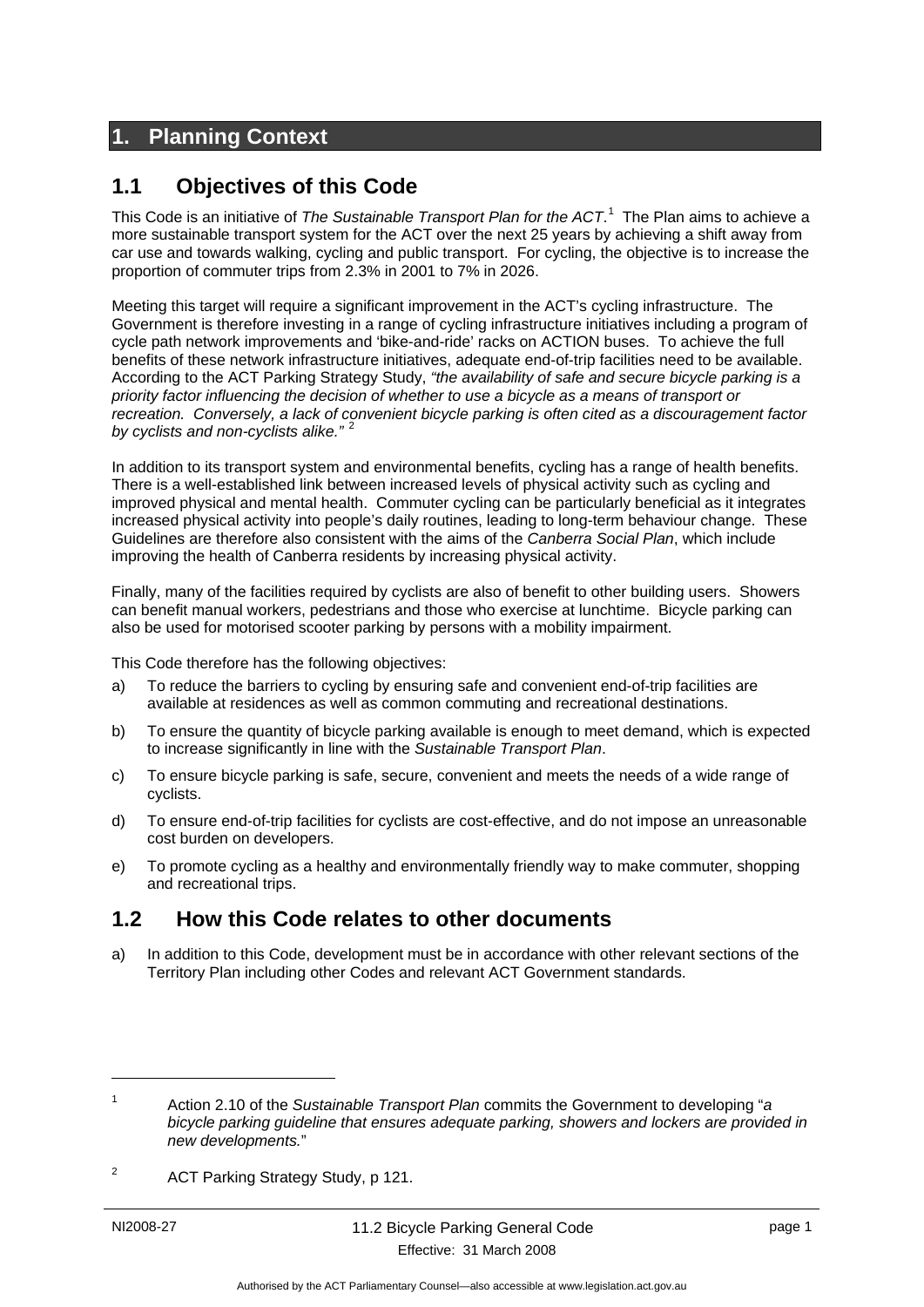# 1. Planning Context

## 1.1 Objectives of this Code

This Code is an initiative of *The Sustainable Transport Plan for the ACT*.[1] The Plan aims to achieve a more sustainable transport system for the ACT over the next 25 years by achieving a shift away from car use and towards walking, cycling and public transport. For cycling, the objective is to increase the proportion of commuter trips from 2.3% in 2001 to 7% in 2026.

Meeting this target will require a significant improvement in the ACT's cycling infrastructure. The Government is therefore investing in a range of cycling infrastructure initiatives including a program of cycle path network improvements and 'bike-and-ride' racks on ACTION buses. To achieve the full benefits of these network infrastructure initiatives, adequate end-of-trip facilities need to be available. According to the ACT Parking Strategy Study, *"the availability of safe and secure bicycle parking is a priority factor influencing the decision of whether to use a bicycle as a means of transport or recreation. Conversely, a lack of convenient bicycle parking is often cited as a discouragement factor by cyclists and non-cyclists alike."* [2]

In addition to its transport system and environmental benefits, cycling has a range of health benefits. There is a well-established link between increased levels of physical activity such as cycling and improved physical and mental health. Commuter cycling can be particularly beneficial as it integrates increased physical activity into people's daily routines, leading to long-term behaviour change. These Guidelines are therefore also consistent with the aims of the *Canberra Social Plan*, which include improving the health of Canberra residents by increasing physical activity.

Finally, many of the facilities required by cyclists are also of benefit to other building users. Showers can benefit manual workers, pedestrians and those who exercise at lunchtime. Bicycle parking can also be used for motorised scooter parking by persons with a mobility impairment.

This Code therefore has the following objectives:

a) To reduce the barriers to cycling by ensuring safe and convenient end-of-trip facilities are available at residences as well as common commuting and recreational destinations.

b) To ensure the quantity of bicycle parking available is enough to meet demand, which is expected to increase significantly in line with the *Sustainable Transport Plan*.

c) To ensure bicycle parking is safe, secure, convenient and meets the needs of a wide range of cyclists.

d) To ensure end-of-trip facilities for cyclists are cost-effective, and do not impose an unreasonable cost burden on developers.

e) To promote cycling as a healthy and environmentally friendly way to make commuter, shopping and recreational trips.

## 1.2 How this Code relates to other documents

a) In addition to this Code, development must be in accordance with other relevant sections of the Territory Plan including other Codes and relevant ACT Government standards.

---

[1] Action 2.10 of the *Sustainable Transport Plan* commits the Government to developing "*a bicycle parking guideline that ensures adequate parking, showers and lockers are provided in new developments.*"

[2] ACT Parking Strategy Study, p 121.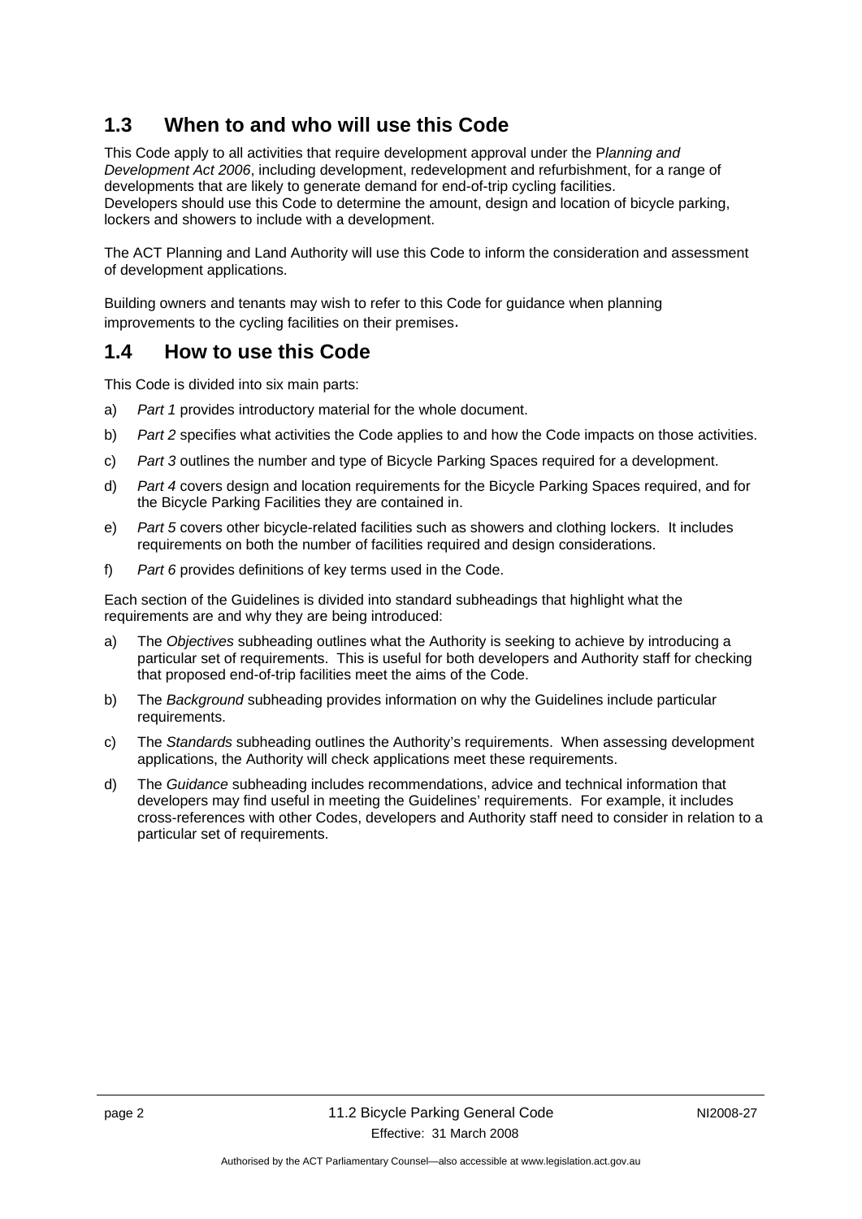## 1.3 When to and who will use this Code

This Code apply to all activities that require development approval under the P*lanning and Development Act 2006*, including development, redevelopment and refurbishment, for a range of developments that are likely to generate demand for end-of-trip cycling facilities.
Developers should use this Code to determine the amount, design and location of bicycle parking, lockers and showers to include with a development.

The ACT Planning and Land Authority will use this Code to inform the consideration and assessment of development applications.

Building owners and tenants may wish to refer to this Code for guidance when planning improvements to the cycling facilities on their premises.

## 1.4 How to use this Code

This Code is divided into six main parts:

a) *Part 1* provides introductory material for the whole document.

b) *Part 2* specifies what activities the Code applies to and how the Code impacts on those activities.

c) *Part 3* outlines the number and type of Bicycle Parking Spaces required for a development.

d) *Part 4* covers design and location requirements for the Bicycle Parking Spaces required, and for the Bicycle Parking Facilities they are contained in.

e) *Part 5* covers other bicycle-related facilities such as showers and clothing lockers. It includes requirements on both the number of facilities required and design considerations.

f) *Part 6* provides definitions of key terms used in the Code.

Each section of the Guidelines is divided into standard subheadings that highlight what the requirements are and why they are being introduced:

a) The *Objectives* subheading outlines what the Authority is seeking to achieve by introducing a particular set of requirements. This is useful for both developers and Authority staff for checking that proposed end-of-trip facilities meet the aims of the Code.

b) The *Background* subheading provides information on why the Guidelines include particular requirements.

c) The *Standards* subheading outlines the Authority's requirements. When assessing development applications, the Authority will check applications meet these requirements.

d) The *Guidance* subheading includes recommendations, advice and technical information that developers may find useful in meeting the Guidelines' requirements. For example, it includes cross-references with other Codes, developers and Authority staff need to consider in relation to a particular set of requirements.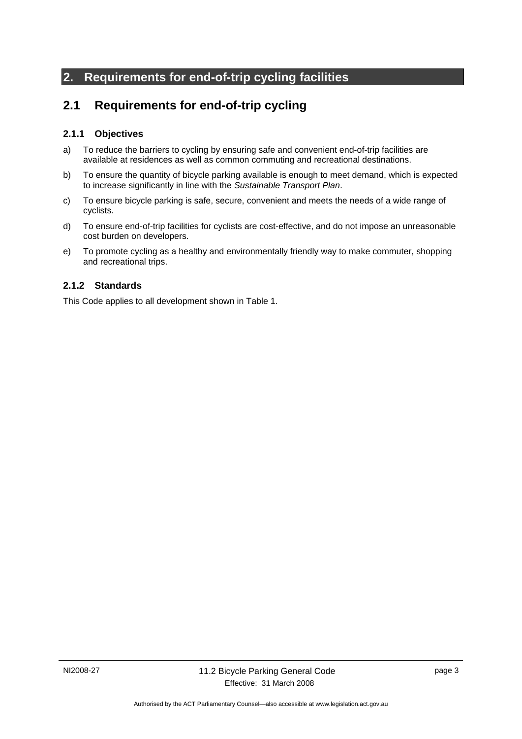# 2. Requirements for end-of-trip cycling facilities

## 2.1 Requirements for end-of-trip cycling

### 2.1.1 Objectives

a) To reduce the barriers to cycling by ensuring safe and convenient end-of-trip facilities are available at residences as well as common commuting and recreational destinations.

b) To ensure the quantity of bicycle parking available is enough to meet demand, which is expected to increase significantly in line with the *Sustainable Transport Plan*.

c) To ensure bicycle parking is safe, secure, convenient and meets the needs of a wide range of cyclists.

d) To ensure end-of-trip facilities for cyclists are cost-effective, and do not impose an unreasonable cost burden on developers.

e) To promote cycling as a healthy and environmentally friendly way to make commuter, shopping and recreational trips.

### 2.1.2 Standards

This Code applies to all development shown in Table 1.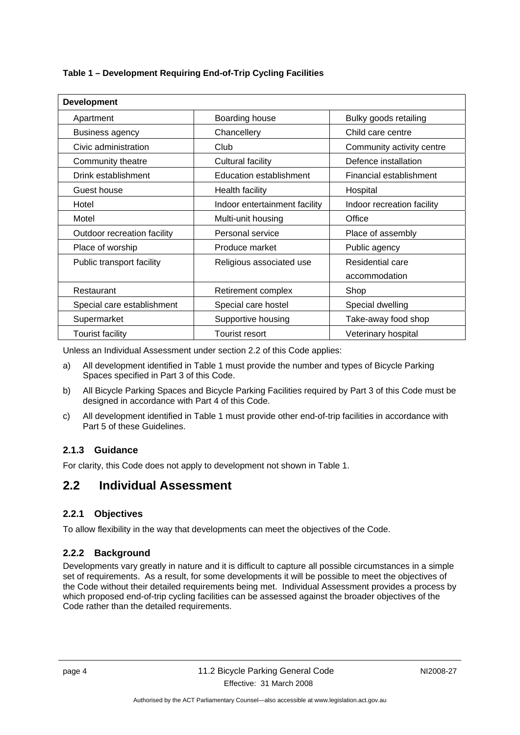**Table 1 – Development Requiring End-of-Trip Cycling Facilities**

| Development | | |
|---|---|---|
| Apartment | Boarding house | Bulky goods retailing |
| Business agency | Chancellery | Child care centre |
| Civic administration | Club | Community activity centre |
| Community theatre | Cultural facility | Defence installation |
| Drink establishment | Education establishment | Financial establishment |
| Guest house | Health facility | Hospital |
| Hotel | Indoor entertainment facility | Indoor recreation facility |
| Motel | Multi-unit housing | Office |
| Outdoor recreation facility | Personal service | Place of assembly |
| Place of worship | Produce market | Public agency |
| Public transport facility | Religious associated use | Residential care accommodation |
| Restaurant | Retirement complex | Shop |
| Special care establishment | Special care hostel | Special dwelling |
| Supermarket | Supportive housing | Take-away food shop |
| Tourist facility | Tourist resort | Veterinary hospital |

Unless an Individual Assessment under section 2.2 of this Code applies:

a) All development identified in Table 1 must provide the number and types of Bicycle Parking Spaces specified in Part 3 of this Code.

b) All Bicycle Parking Spaces and Bicycle Parking Facilities required by Part 3 of this Code must be designed in accordance with Part 4 of this Code.

c) All development identified in Table 1 must provide other end-of-trip facilities in accordance with Part 5 of these Guidelines.

### 2.1.3 Guidance

For clarity, this Code does not apply to development not shown in Table 1.

## 2.2 Individual Assessment

### 2.2.1 Objectives

To allow flexibility in the way that developments can meet the objectives of the Code.

### 2.2.2 Background

Developments vary greatly in nature and it is difficult to capture all possible circumstances in a simple set of requirements. As a result, for some developments it will be possible to meet the objectives of the Code without their detailed requirements being met. Individual Assessment provides a process by which proposed end-of-trip cycling facilities can be assessed against the broader objectives of the Code rather than the detailed requirements.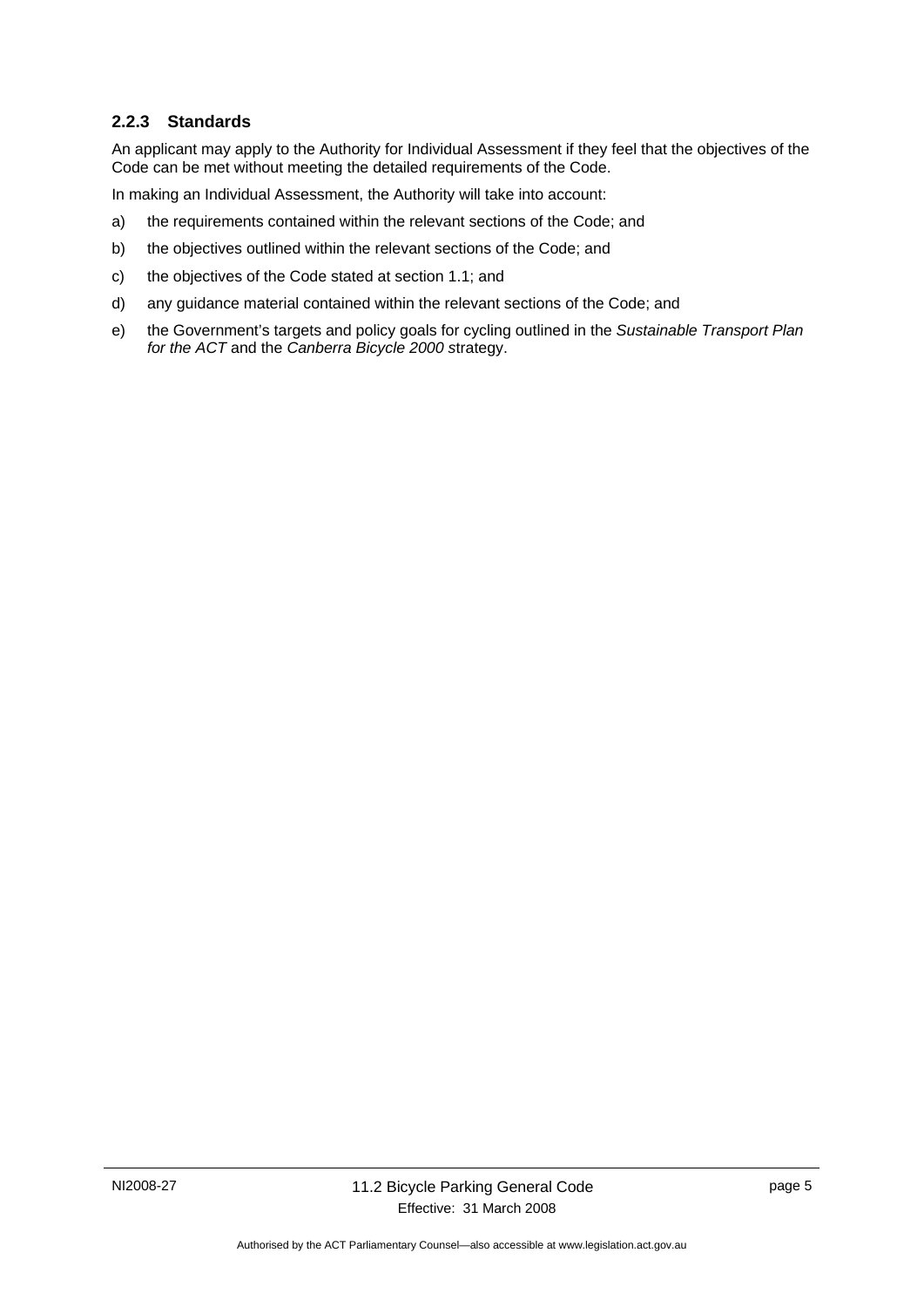### 2.2.3 Standards

An applicant may apply to the Authority for Individual Assessment if they feel that the objectives of the Code can be met without meeting the detailed requirements of the Code.

In making an Individual Assessment, the Authority will take into account:

a) the requirements contained within the relevant sections of the Code; and

b) the objectives outlined within the relevant sections of the Code; and

c) the objectives of the Code stated at section 1.1; and

d) any guidance material contained within the relevant sections of the Code; and

e) the Government's targets and policy goals for cycling outlined in the *Sustainable Transport Plan for the ACT* and the *Canberra Bicycle 2000* strategy.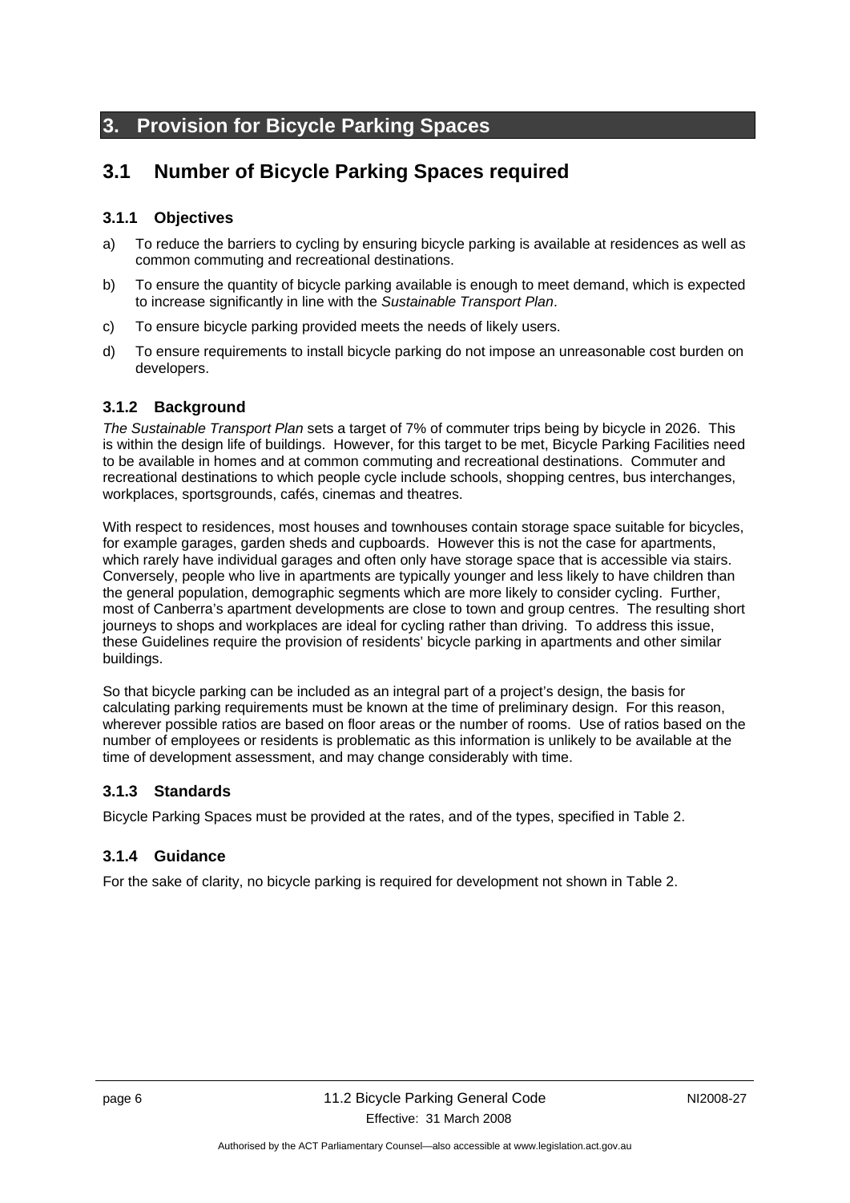# 3. Provision for Bicycle Parking Spaces

## 3.1 Number of Bicycle Parking Spaces required

### 3.1.1 Objectives

a) To reduce the barriers to cycling by ensuring bicycle parking is available at residences as well as common commuting and recreational destinations.

b) To ensure the quantity of bicycle parking available is enough to meet demand, which is expected to increase significantly in line with the *Sustainable Transport Plan*.

c) To ensure bicycle parking provided meets the needs of likely users.

d) To ensure requirements to install bicycle parking do not impose an unreasonable cost burden on developers.

### 3.1.2 Background

*The Sustainable Transport Plan* sets a target of 7% of commuter trips being by bicycle in 2026. This is within the design life of buildings. However, for this target to be met, Bicycle Parking Facilities need to be available in homes and at common commuting and recreational destinations. Commuter and recreational destinations to which people cycle include schools, shopping centres, bus interchanges, workplaces, sportsgrounds, cafés, cinemas and theatres.

With respect to residences, most houses and townhouses contain storage space suitable for bicycles, for example garages, garden sheds and cupboards. However this is not the case for apartments, which rarely have individual garages and often only have storage space that is accessible via stairs. Conversely, people who live in apartments are typically younger and less likely to have children than the general population, demographic segments which are more likely to consider cycling. Further, most of Canberra's apartment developments are close to town and group centres. The resulting short journeys to shops and workplaces are ideal for cycling rather than driving. To address this issue, these Guidelines require the provision of residents' bicycle parking in apartments and other similar buildings.

So that bicycle parking can be included as an integral part of a project's design, the basis for calculating parking requirements must be known at the time of preliminary design. For this reason, wherever possible ratios are based on floor areas or the number of rooms. Use of ratios based on the number of employees or residents is problematic as this information is unlikely to be available at the time of development assessment, and may change considerably with time.

### 3.1.3 Standards

Bicycle Parking Spaces must be provided at the rates, and of the types, specified in Table 2.

### 3.1.4 Guidance

For the sake of clarity, no bicycle parking is required for development not shown in Table 2.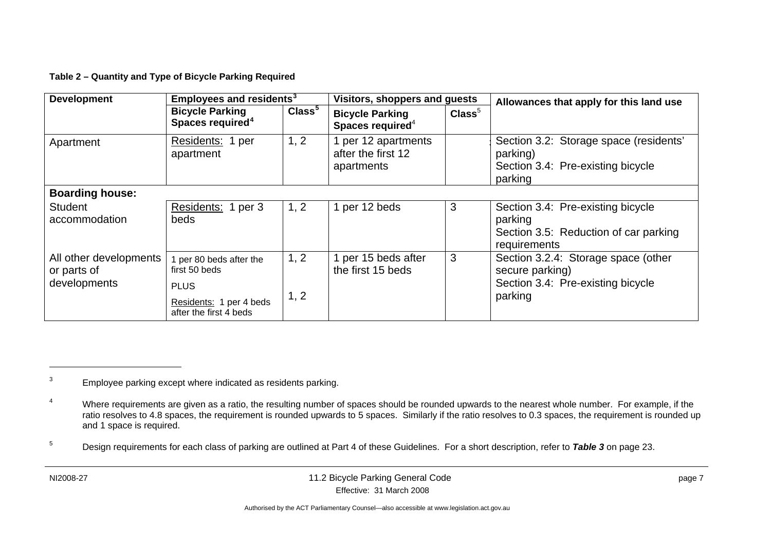**Table 2 – Quantity and Type of Bicycle Parking Required**

| Development | Employees and residents[3] | | Visitors, shoppers and guests | | Allowances that apply for this land use |
|---|---|---|---|---|---|
| | Bicycle Parking Spaces required[4] | Class[5] | Bicycle Parking Spaces required[4] | Class[5] | |
| Apartment | Residents: 1 per apartment | 1, 2 | 1 per 12 apartments after the first 12 apartments | | Section 3.2: Storage space (residents' parking)<br>Section 3.4: Pre-existing bicycle parking |
| **Boarding house:** | | | | | |
| Student accommodation | Residents: 1 per 3 beds | 1, 2 | 1 per 12 beds | 3 | Section 3.4: Pre-existing bicycle parking<br>Section 3.5: Reduction of car parking requirements |
| All other developments or parts of developments | 1 per 80 beds after the first 50 beds<br>PLUS<br>Residents: 1 per 4 beds after the first 4 beds | 1, 2<br><br>1, 2 | 1 per 15 beds after the first 15 beds | 3 | Section 3.2.4: Storage space (other secure parking)<br>Section 3.4: Pre-existing bicycle parking |

[3] Employee parking except where indicated as residents parking.

[4] Where requirements are given as a ratio, the resulting number of spaces should be rounded upwards to the nearest whole number. For example, if the ratio resolves to 4.8 spaces, the requirement is rounded upwards to 5 spaces. Similarly if the ratio resolves to 0.3 spaces, the requirement is rounded up and 1 space is required.

[5] Design requirements for each class of parking are outlined at Part 4 of these Guidelines. For a short description, refer to ***Table 3*** on page 23.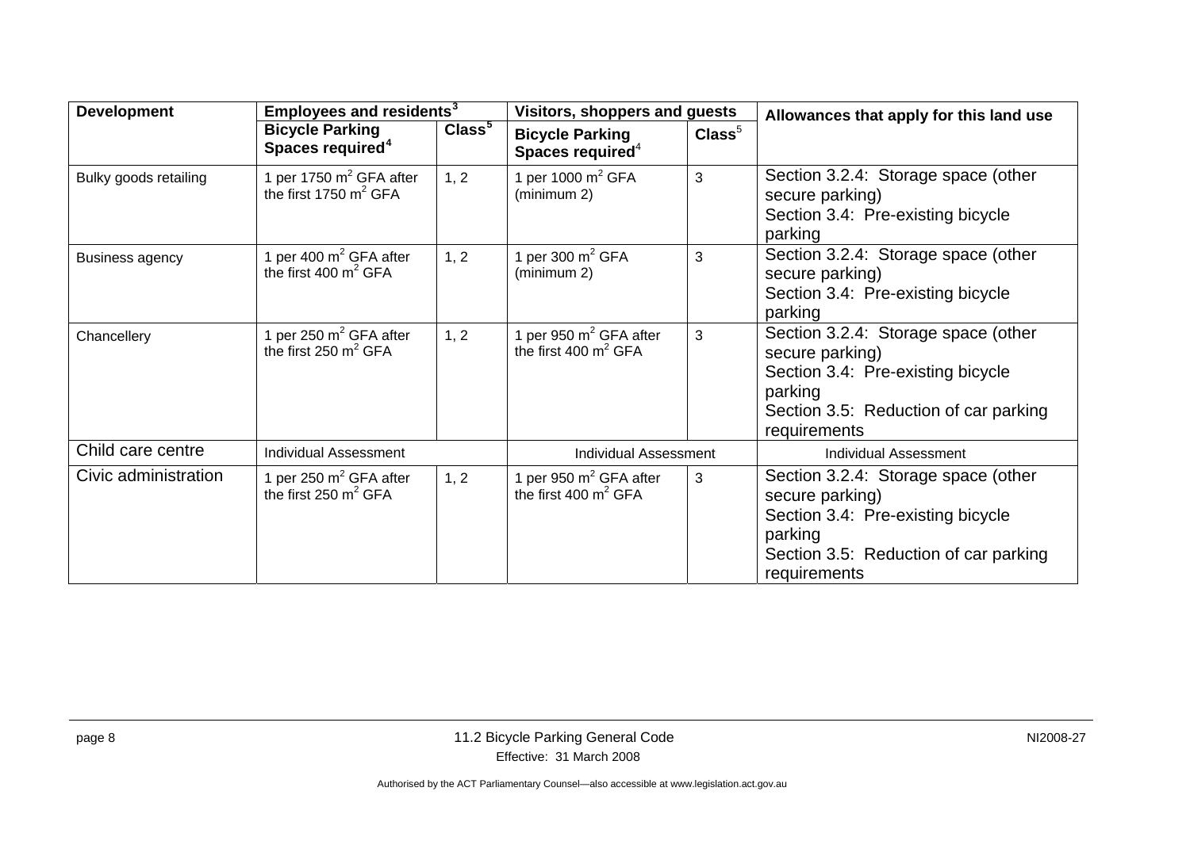| Development | Employees and residents[3] | | Visitors, shoppers and guests | | Allowances that apply for this land use |
|---|---|---|---|---|---|
| | **Bicycle Parking Spaces required[4]** | **Class[5]** | **Bicycle Parking Spaces required[4]** | **Class[5]** | |
| Bulky goods retailing | 1 per 1750 $m^2$ GFA after the first 1750 $m^2$ GFA | 1, 2 | 1 per 1000 $m^2$ GFA (minimum 2) | 3 | Section 3.2.4: Storage space (other secure parking)<br>Section 3.4: Pre-existing bicycle parking |
| Business agency | 1 per 400 $m^2$ GFA after the first 400 $m^2$ GFA | 1, 2 | 1 per 300 $m^2$ GFA (minimum 2) | 3 | Section 3.2.4: Storage space (other secure parking)<br>Section 3.4: Pre-existing bicycle parking |
| Chancellery | 1 per 250 $m^2$ GFA after the first 250 $m^2$ GFA | 1, 2 | 1 per 950 $m^2$ GFA after the first 400 $m^2$ GFA | 3 | Section 3.2.4: Storage space (other secure parking)<br>Section 3.4: Pre-existing bicycle parking<br>Section 3.5: Reduction of car parking requirements |
| Child care centre | Individual Assessment | | Individual Assessment | | Individual Assessment |
| Civic administration | 1 per 250 $m^2$ GFA after the first 250 $m^2$ GFA | 1, 2 | 1 per 950 $m^2$ GFA after the first 400 $m^2$ GFA | 3 | Section 3.2.4: Storage space (other secure parking)<br>Section 3.4: Pre-existing bicycle parking<br>Section 3.5: Reduction of car parking requirements |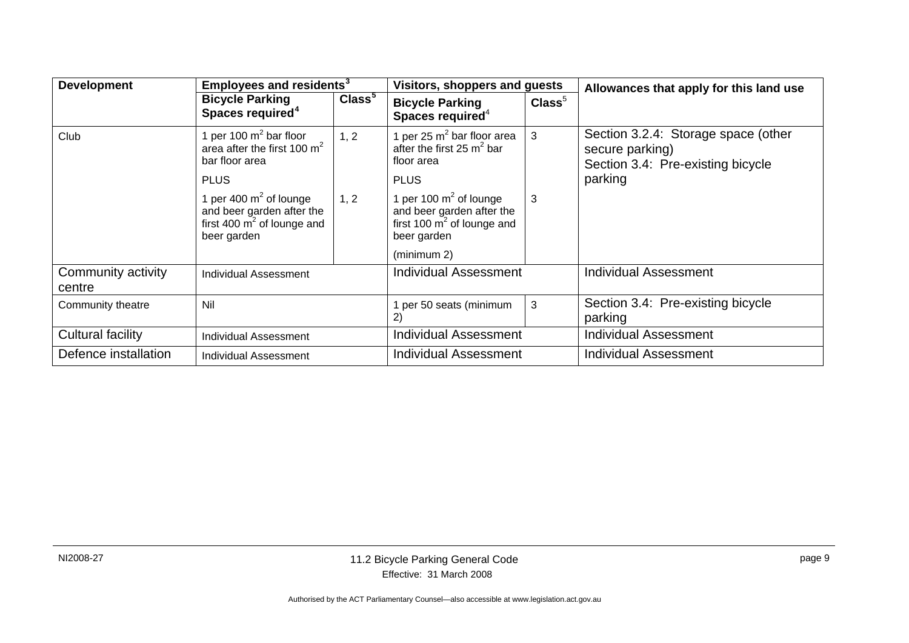| Development | Employees and residents[3] | | Visitors, shoppers and guests | | Allowances that apply for this land use |
|---|---|---|---|---|---|
| | **Bicycle Parking Spaces required[4]** | **Class[5]** | **Bicycle Parking Spaces required[4]** | **Class[5]** | |
| Club | 1 per 100 $m^2$ bar floor area after the first 100 $m^2$ bar floor area<br>PLUS<br>1 per 400 $m^2$ of lounge and beer garden after the first 400 $m^2$ of lounge and beer garden | 1, 2<br><br>1, 2 | 1 per 25 $m^2$ bar floor area after the first 25 $m^2$ bar floor area<br>PLUS<br>1 per 100 $m^2$ of lounge and beer garden after the first 100 $m^2$ of lounge and beer garden<br>(minimum 2) | 3<br><br>3 | Section 3.2.4: Storage space (other secure parking)<br>Section 3.4: Pre-existing bicycle parking |
| Community activity centre | Individual Assessment | | Individual Assessment | | Individual Assessment |
| Community theatre | Nil | | 1 per 50 seats (minimum 2) | 3 | Section 3.4: Pre-existing bicycle parking |
| Cultural facility | Individual Assessment | | Individual Assessment | | Individual Assessment |
| Defence installation | Individual Assessment | | Individual Assessment | | Individual Assessment |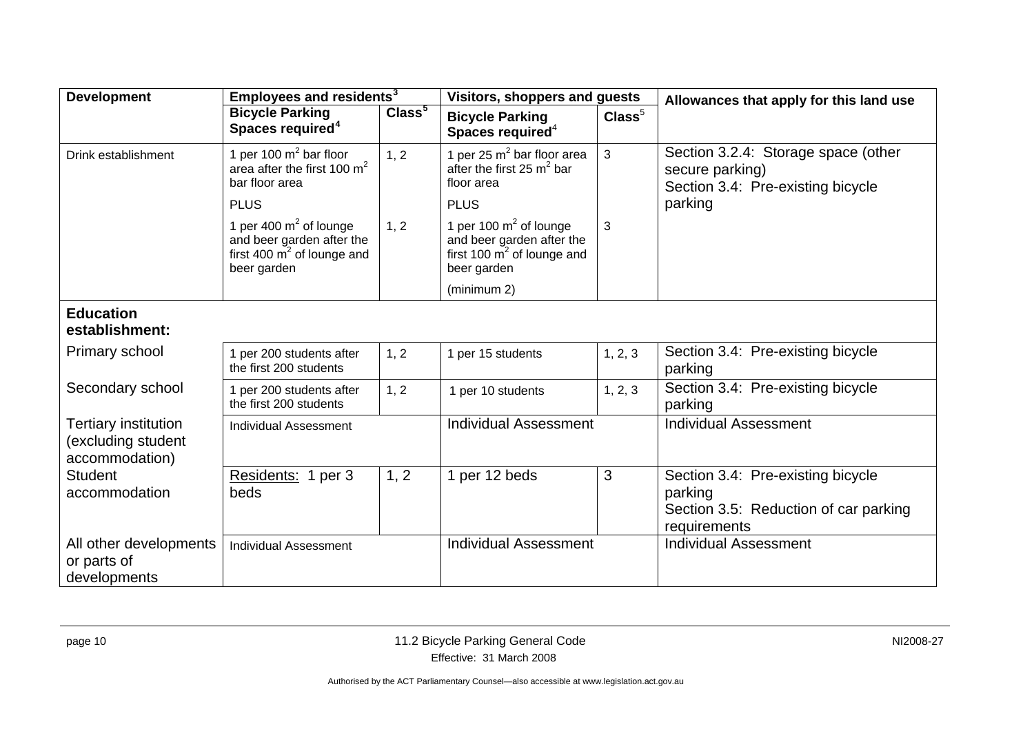| Development | Employees and residents[3] | | Visitors, shoppers and guests | | Allowances that apply for this land use |
|---|---|---|---|---|---|
| | Bicycle Parking Spaces required[4] | Class[5] | Bicycle Parking Spaces required[4] | Class[5] | |
| Drink establishment | 1 per 100 $m^2$ bar floor area after the first 100 $m^2$ bar floor area<br>PLUS<br>1 per 400 $m^2$ of lounge and beer garden after the first 400 $m^2$ of lounge and beer garden | 1, 2<br><br>1, 2 | 1 per 25 $m^2$ bar floor area after the first 25 $m^2$ bar floor area<br>PLUS<br>1 per 100 $m^2$ of lounge and beer garden after the first 100 $m^2$ of lounge and beer garden<br>(minimum 2) | 3<br><br>3 | Section 3.2.4: Storage space (other secure parking)<br>Section 3.4: Pre-existing bicycle parking |
| **Education establishment:** | | | | | |
| Primary school | 1 per 200 students after the first 200 students | 1, 2 | 1 per 15 students | 1, 2, 3 | Section 3.4: Pre-existing bicycle parking |
| Secondary school | 1 per 200 students after the first 200 students | 1, 2 | 1 per 10 students | 1, 2, 3 | Section 3.4: Pre-existing bicycle parking |
| Tertiary institution (excluding student accommodation) | Individual Assessment | | Individual Assessment | | Individual Assessment |
| Student accommodation | Residents: 1 per 3 beds | 1, 2 | 1 per 12 beds | 3 | Section 3.4: Pre-existing bicycle parking<br>Section 3.5: Reduction of car parking requirements |
| All other developments or parts of developments | Individual Assessment | | Individual Assessment | | Individual Assessment |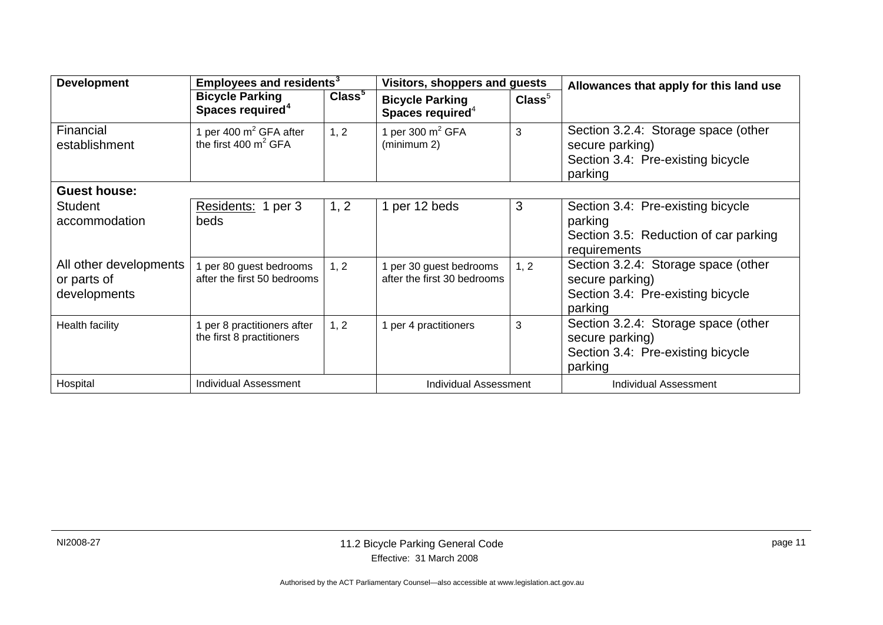| Development | Employees and residents[3] | | Visitors, shoppers and guests | | Allowances that apply for this land use |
|---|---|---|---|---|---|
| | Bicycle Parking Spaces required[4] | Class[5] | Bicycle Parking Spaces required[4] | Class[5] | |
| Financial establishment | 1 per 400 $m^2$ GFA after the first 400 $m^2$ GFA | 1, 2 | 1 per 300 $m^2$ GFA (minimum 2) | 3 | Section 3.2.4: Storage space (other secure parking)<br>Section 3.4: Pre-existing bicycle parking |
| **Guest house:** | | | | | |
| Student accommodation | Residents: 1 per 3 beds | 1, 2 | 1 per 12 beds | 3 | Section 3.4: Pre-existing bicycle parking<br>Section 3.5: Reduction of car parking requirements |
| All other developments or parts of developments | 1 per 80 guest bedrooms after the first 50 bedrooms | 1, 2 | 1 per 30 guest bedrooms after the first 30 bedrooms | 1, 2 | Section 3.2.4: Storage space (other secure parking)<br>Section 3.4: Pre-existing bicycle parking |
| Health facility | 1 per 8 practitioners after the first 8 practitioners | 1, 2 | 1 per 4 practitioners | 3 | Section 3.2.4: Storage space (other secure parking)<br>Section 3.4: Pre-existing bicycle parking |
| Hospital | Individual Assessment | | Individual Assessment | | Individual Assessment |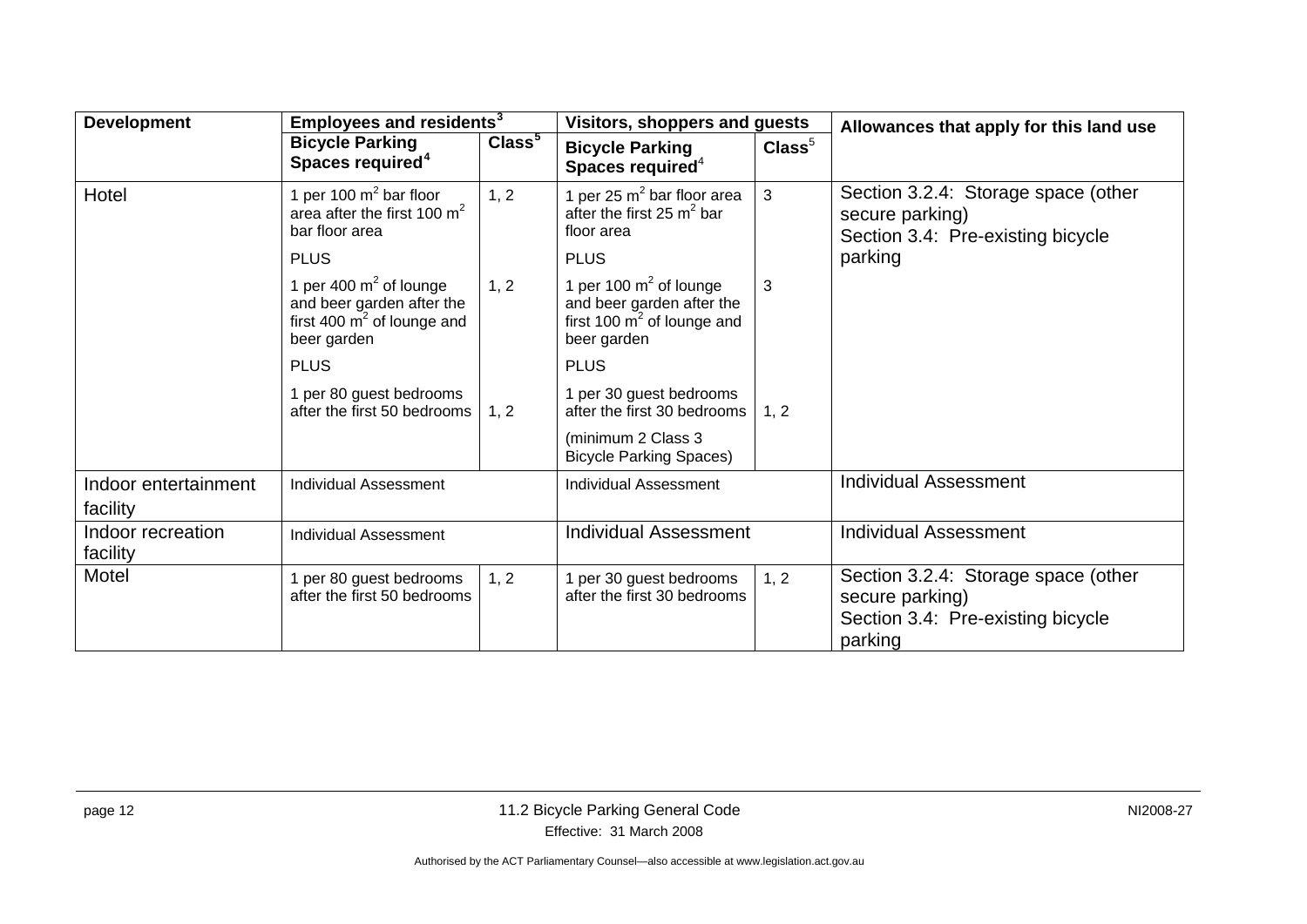| Development | Employees and residents[3] | | Visitors, shoppers and guests | | Allowances that apply for this land use |
|---|---|---|---|---|---|
| | Bicycle Parking Spaces required[4] | Class[5] | Bicycle Parking Spaces required[4] | Class[5] | |
| Hotel | 1 per 100 $m^2$ bar floor area after the first 100 $m^2$ bar floor area | 1, 2 | 1 per 25 $m^2$ bar floor area after the first 25 $m^2$ bar floor area | 3 | Section 3.2.4: Storage space (other secure parking)<br>Section 3.4: Pre-existing bicycle parking |
| | PLUS | | PLUS | | |
| | 1 per 400 $m^2$ of lounge and beer garden after the first 400 $m^2$ of lounge and beer garden | 1, 2 | 1 per 100 $m^2$ of lounge and beer garden after the first 100 $m^2$ of lounge and beer garden | 3 | |
| | PLUS | | PLUS | | |
| | 1 per 80 guest bedrooms after the first 50 bedrooms | 1, 2 | 1 per 30 guest bedrooms after the first 30 bedrooms | 1, 2 | |
| | | | (minimum 2 Class 3 Bicycle Parking Spaces) | | |
| Indoor entertainment facility | Individual Assessment | | Individual Assessment | | Individual Assessment |
| Indoor recreation facility | Individual Assessment | | Individual Assessment | | Individual Assessment |
| Motel | 1 per 80 guest bedrooms after the first 50 bedrooms | 1, 2 | 1 per 30 guest bedrooms after the first 30 bedrooms | 1, 2 | Section 3.2.4: Storage space (other secure parking)<br>Section 3.4: Pre-existing bicycle parking |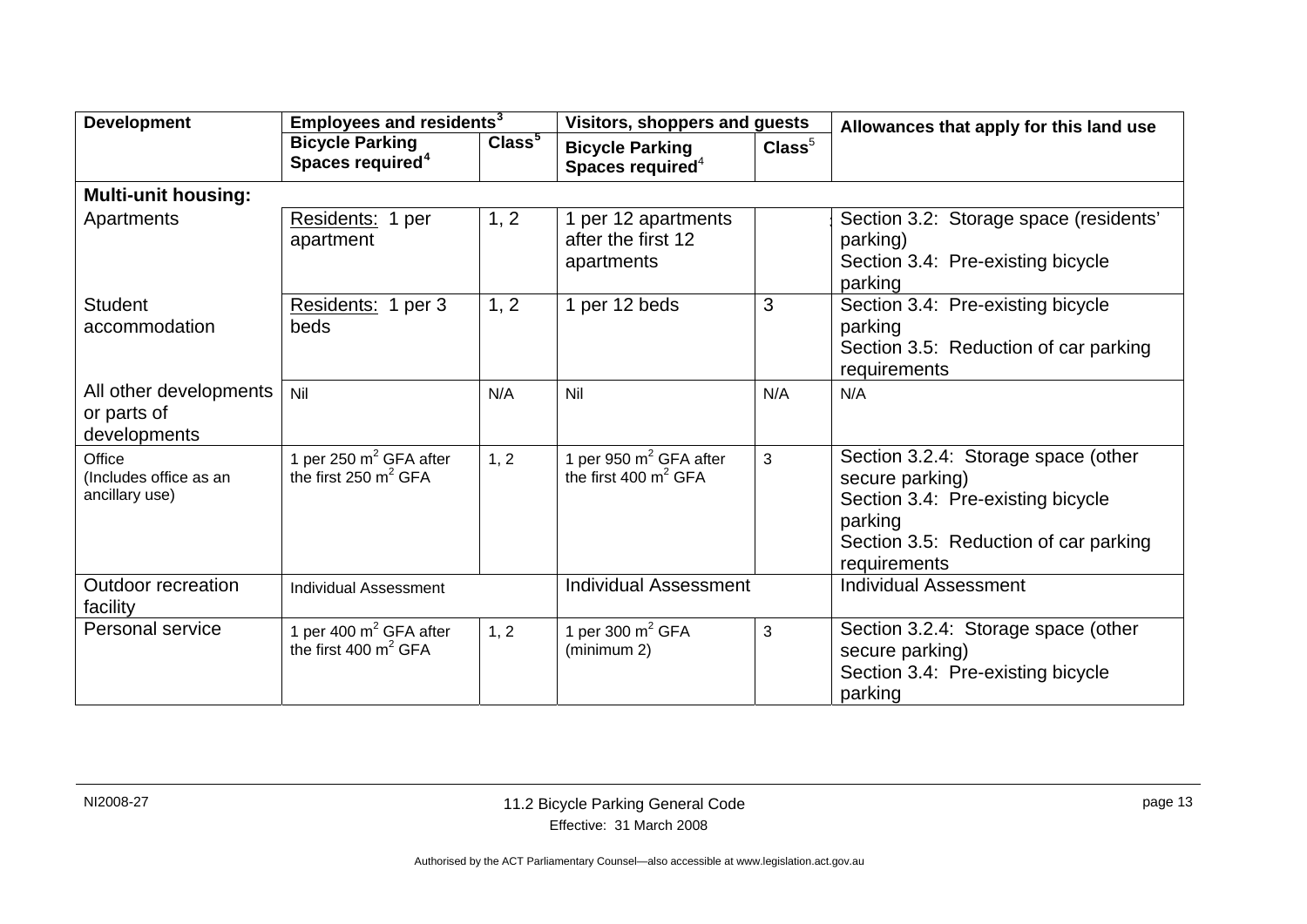| Development | Employees and residents[3] | | Visitors, shoppers and guests | | Allowances that apply for this land use |
|---|---|---|---|---|---|
| | Bicycle Parking Spaces required[4] | Class[5] | Bicycle Parking Spaces required[4] | Class[5] | |
| **Multi-unit housing:** | | | | | |
| Apartments | Residents: 1 per apartment | 1, 2 | 1 per 12 apartments after the first 12 apartments | | Section 3.2: Storage space (residents' parking)<br>Section 3.4: Pre-existing bicycle parking |
| Student accommodation | Residents: 1 per 3 beds | 1, 2 | 1 per 12 beds | 3 | Section 3.4: Pre-existing bicycle parking<br>Section 3.5: Reduction of car parking requirements |
| All other developments or parts of developments | Nil | N/A | Nil | N/A | N/A |
| Office (Includes office as an ancillary use) | 1 per 250 $m^2$ GFA after the first 250 $m^2$ GFA | 1, 2 | 1 per 950 $m^2$ GFA after the first 400 $m^2$ GFA | 3 | Section 3.2.4: Storage space (other secure parking)<br>Section 3.4: Pre-existing bicycle parking<br>Section 3.5: Reduction of car parking requirements |
| Outdoor recreation facility | Individual Assessment | | Individual Assessment | | Individual Assessment |
| Personal service | 1 per 400 $m^2$ GFA after the first 400 $m^2$ GFA | 1, 2 | 1 per 300 $m^2$ GFA (minimum 2) | 3 | Section 3.2.4: Storage space (other secure parking)<br>Section 3.4: Pre-existing bicycle parking |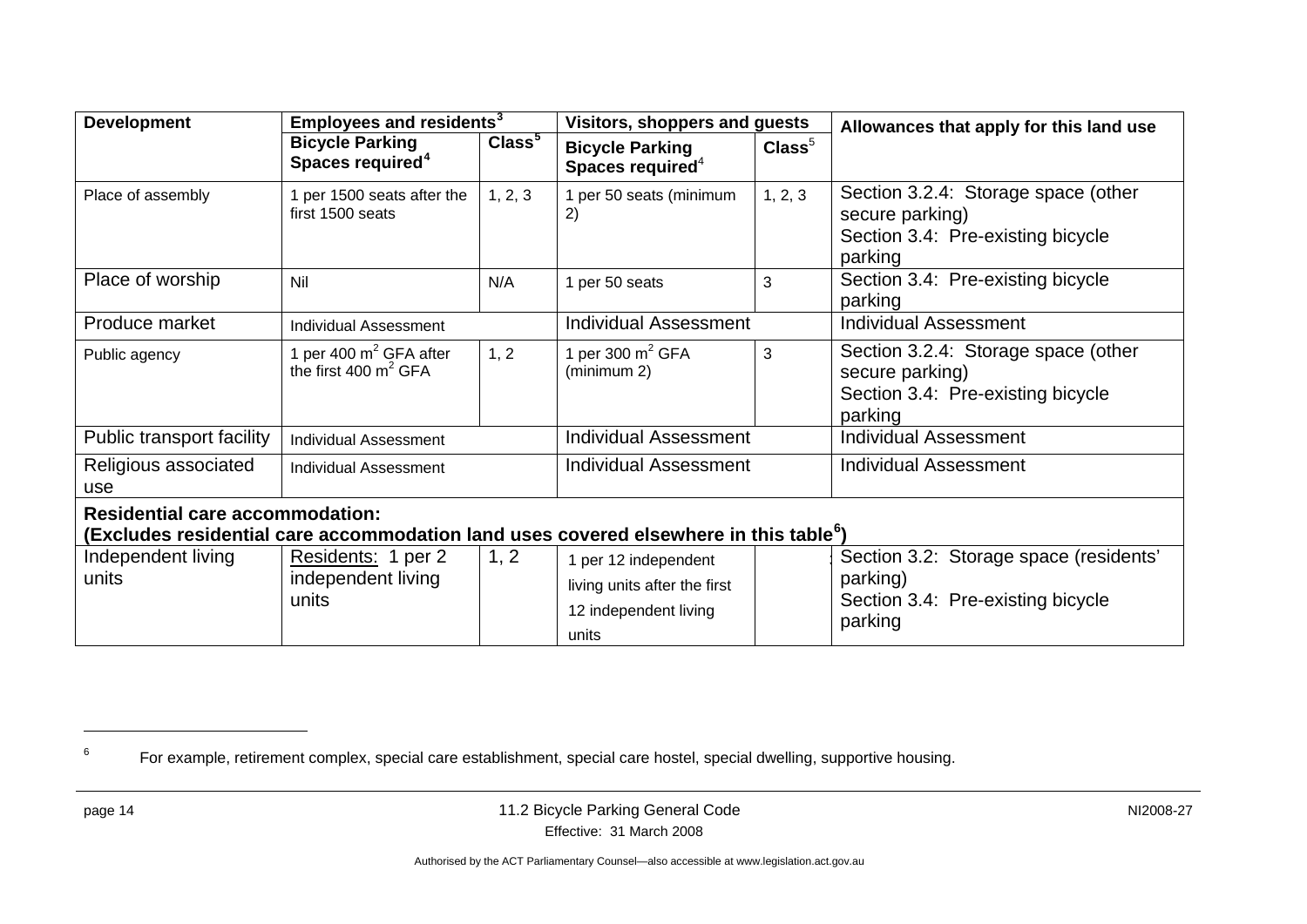| Development | Employees and residents[3] | | Visitors, shoppers and guests | | Allowances that apply for this land use |
|---|---|---|---|---|---|
| | Bicycle Parking Spaces required[4] | Class[5] | Bicycle Parking Spaces required[4] | Class[5] | |
| Place of assembly | 1 per 1500 seats after the first 1500 seats | 1, 2, 3 | 1 per 50 seats (minimum 2) | 1, 2, 3 | Section 3.2.4: Storage space (other secure parking)<br>Section 3.4: Pre-existing bicycle parking |
| Place of worship | Nil | N/A | 1 per 50 seats | 3 | Section 3.4: Pre-existing bicycle parking |
| Produce market | Individual Assessment | | Individual Assessment | | Individual Assessment |
| Public agency | 1 per 400 $m^2$ GFA after the first 400 $m^2$ GFA | 1, 2 | 1 per 300 $m^2$ GFA (minimum 2) | 3 | Section 3.2.4: Storage space (other secure parking)<br>Section 3.4: Pre-existing bicycle parking |
| Public transport facility | Individual Assessment | | Individual Assessment | | Individual Assessment |
| Religious associated use | Individual Assessment | | Individual Assessment | | Individual Assessment |
| **Residential care accommodation:**<br>**(Excludes residential care accommodation land uses covered elsewhere in this table[6])** | | | | | |
| Independent living units | Residents: 1 per 2 independent living units | 1, 2 | 1 per 12 independent living units after the first 12 independent living units | | Section 3.2: Storage space (residents' parking)<br>Section 3.4: Pre-existing bicycle parking |

[6] For example, retirement complex, special care establishment, special care hostel, special dwelling, supportive housing.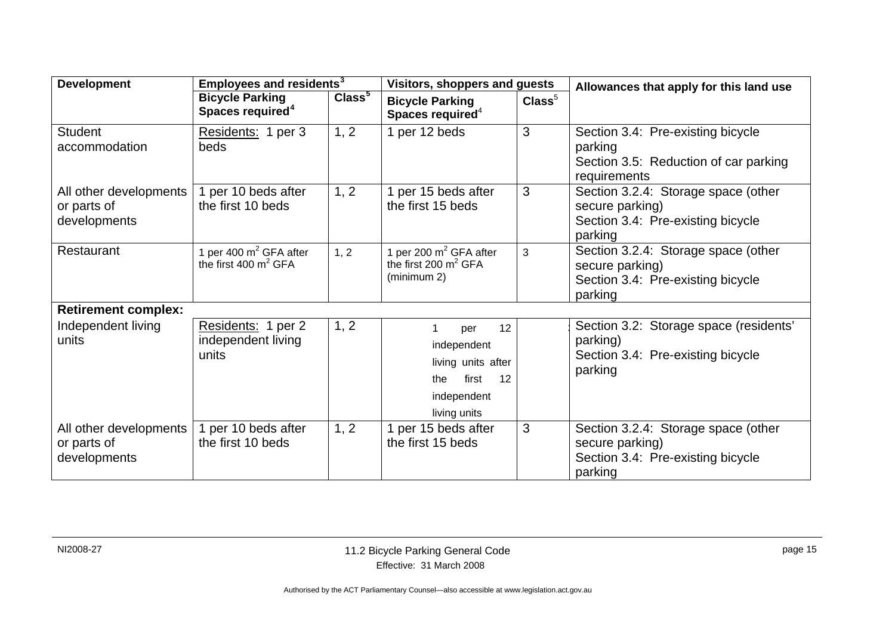| Development | Employees and residents[3] | | Visitors, shoppers and guests | | Allowances that apply for this land use |
|---|---|---|---|---|---|
| | Bicycle Parking Spaces required[4] | Class[5] | Bicycle Parking Spaces required[4] | Class[5] | |
| Student accommodation | Residents: 1 per 3 beds | 1, 2 | 1 per 12 beds | 3 | Section 3.4: Pre-existing bicycle parking<br>Section 3.5: Reduction of car parking requirements |
| All other developments or parts of developments | 1 per 10 beds after the first 10 beds | 1, 2 | 1 per 15 beds after the first 15 beds | 3 | Section 3.2.4: Storage space (other secure parking)<br>Section 3.4: Pre-existing bicycle parking |
| Restaurant | 1 per 400 $m^2$ GFA after the first 400 $m^2$ GFA | 1, 2 | 1 per 200 $m^2$ GFA after the first 200 $m^2$ GFA (minimum 2) | 3 | Section 3.2.4: Storage space (other secure parking)<br>Section 3.4: Pre-existing bicycle parking |
| **Retirement complex:** | | | | | |
| Independent living units | Residents: 1 per 2 independent living units | 1, 2 | 1 per 12 independent living units after the first 12 independent living units | | Section 3.2: Storage space (residents' parking)<br>Section 3.4: Pre-existing bicycle parking |
| All other developments or parts of developments | 1 per 10 beds after the first 10 beds | 1, 2 | 1 per 15 beds after the first 15 beds | 3 | Section 3.2.4: Storage space (other secure parking)<br>Section 3.4: Pre-existing bicycle parking |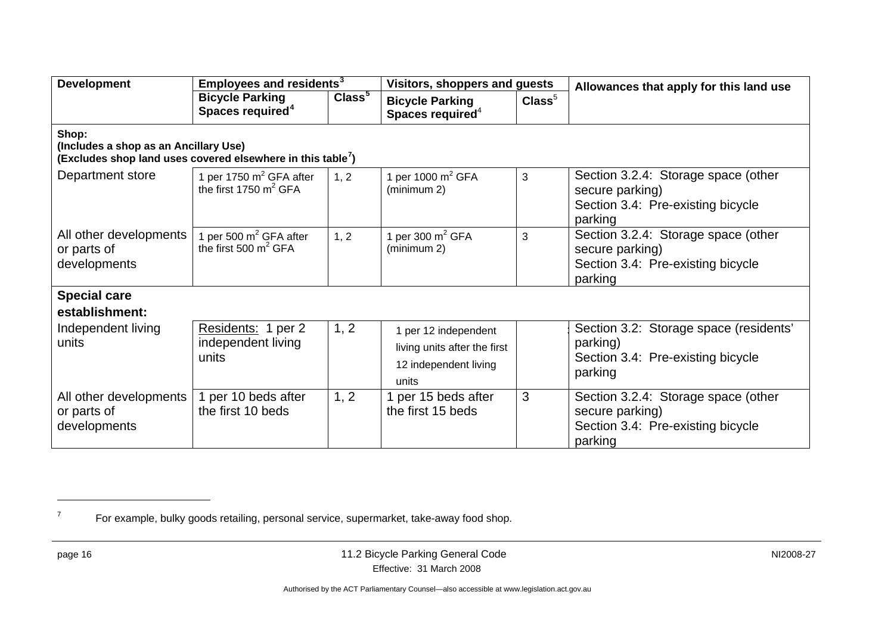| Development | Employees and residents[3] | | Visitors, shoppers and guests | | Allowances that apply for this land use |
|---|---|---|---|---|---|
| | Bicycle Parking Spaces required[4] | Class[5] | Bicycle Parking Spaces required[4] | Class[5] | |
| **Shop:** **(Includes a shop as an Ancillary Use)** **(Excludes shop land uses covered elsewhere in this table[7])** | | | | | |
| Department store | 1 per 1750 $m^2$ GFA after the first 1750 $m^2$ GFA | 1, 2 | 1 per 1000 $m^2$ GFA (minimum 2) | 3 | Section 3.2.4: Storage space (other secure parking) Section 3.4: Pre-existing bicycle parking |
| All other developments or parts of developments | 1 per 500 $m^2$ GFA after the first 500 $m^2$ GFA | 1, 2 | 1 per 300 $m^2$ GFA (minimum 2) | 3 | Section 3.2.4: Storage space (other secure parking) Section 3.4: Pre-existing bicycle parking |
| **Special care establishment:** | | | | | |
| Independent living units | Residents: 1 per 2 independent living units | 1, 2 | 1 per 12 independent living units after the first 12 independent living units | | Section 3.2: Storage space (residents' parking) Section 3.4: Pre-existing bicycle parking |
| All other developments or parts of developments | 1 per 10 beds after the first 10 beds | 1, 2 | 1 per 15 beds after the first 15 beds | 3 | Section 3.2.4: Storage space (other secure parking) Section 3.4: Pre-existing bicycle parking |

[7] For example, bulky goods retailing, personal service, supermarket, take-away food shop.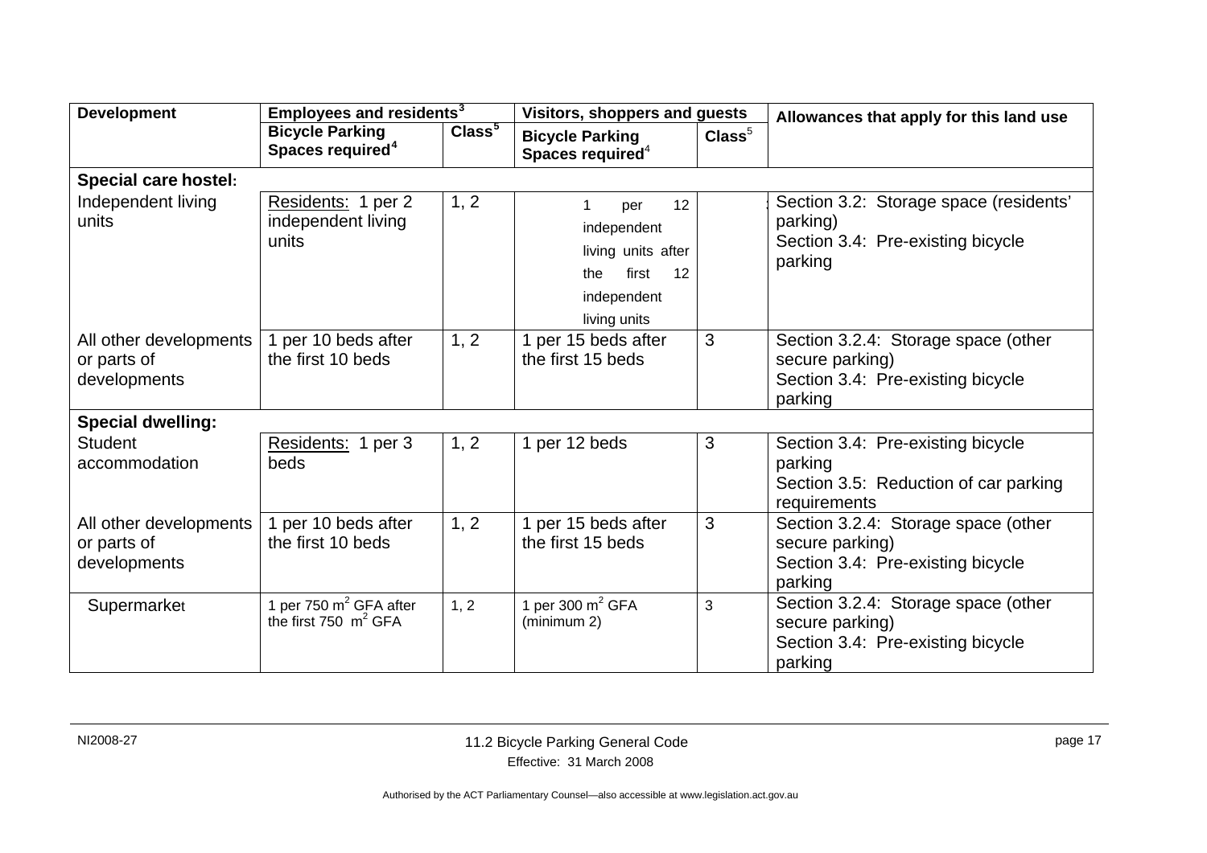| Development | Employees and residents[3] | | Visitors, shoppers and guests | | Allowances that apply for this land use |
|---|---|---|---|---|---|
| | Bicycle Parking Spaces required[4] | Class[5] | Bicycle Parking Spaces required[4] | Class[5] | |
| **Special care hostel:** | | | | | |
| Independent living units | Residents: 1 per 2 independent living units | 1, 2 | 1 per 12 independent living units after the first 12 independent living units | | Section 3.2: Storage space (residents' parking)<br>Section 3.4: Pre-existing bicycle parking |
| All other developments or parts of developments | 1 per 10 beds after the first 10 beds | 1, 2 | 1 per 15 beds after the first 15 beds | 3 | Section 3.2.4: Storage space (other secure parking)<br>Section 3.4: Pre-existing bicycle parking |
| **Special dwelling:** | | | | | |
| Student accommodation | Residents: 1 per 3 beds | 1, 2 | 1 per 12 beds | 3 | Section 3.4: Pre-existing bicycle parking<br>Section 3.5: Reduction of car parking requirements |
| All other developments or parts of developments | 1 per 10 beds after the first 10 beds | 1, 2 | 1 per 15 beds after the first 15 beds | 3 | Section 3.2.4: Storage space (other secure parking)<br>Section 3.4: Pre-existing bicycle parking |
| Supermarket | 1 per 750 $m^2$ GFA after the first 750 $m^2$ GFA | 1, 2 | 1 per 300 $m^2$ GFA (minimum 2) | 3 | Section 3.2.4: Storage space (other secure parking)<br>Section 3.4: Pre-existing bicycle parking |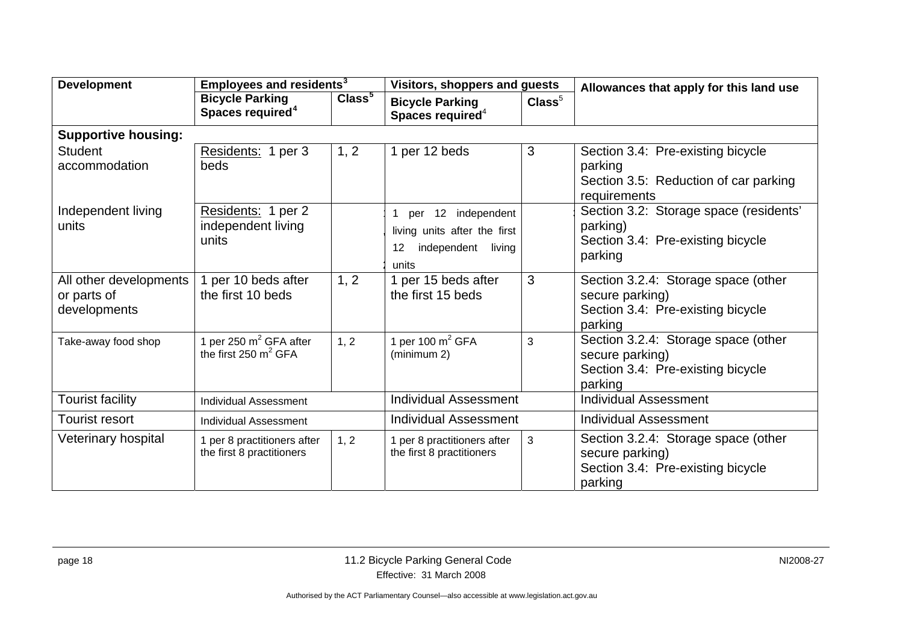| Development | Employees and residents[3] | | Visitors, shoppers and guests | | Allowances that apply for this land use |
|---|---|---|---|---|---|
| | Bicycle Parking Spaces required[4] | Class[5] | Bicycle Parking Spaces required[4] | Class[5] | |
| **Supportive housing:** | | | | | |
| Student accommodation | Residents: 1 per 3 beds | 1, 2 | 1 per 12 beds | 3 | Section 3.4: Pre-existing bicycle parking<br>Section 3.5: Reduction of car parking requirements |
| Independent living units | Residents: 1 per 2 independent living units | | 1 per 12 independent living units after the first 12 independent living units | | Section 3.2: Storage space (residents' parking)<br>Section 3.4: Pre-existing bicycle parking |
| All other developments or parts of developments | 1 per 10 beds after the first 10 beds | 1, 2 | 1 per 15 beds after the first 15 beds | 3 | Section 3.2.4: Storage space (other secure parking)<br>Section 3.4: Pre-existing bicycle parking |
| Take-away food shop | 1 per 250 $m^2$ GFA after the first 250 $m^2$ GFA | 1, 2 | 1 per 100 $m^2$ GFA (minimum 2) | 3 | Section 3.2.4: Storage space (other secure parking)<br>Section 3.4: Pre-existing bicycle parking |
| Tourist facility | Individual Assessment | | Individual Assessment | | Individual Assessment |
| Tourist resort | Individual Assessment | | Individual Assessment | | Individual Assessment |
| Veterinary hospital | 1 per 8 practitioners after the first 8 practitioners | 1, 2 | 1 per 8 practitioners after the first 8 practitioners | 3 | Section 3.2.4: Storage space (other secure parking)<br>Section 3.4: Pre-existing bicycle parking |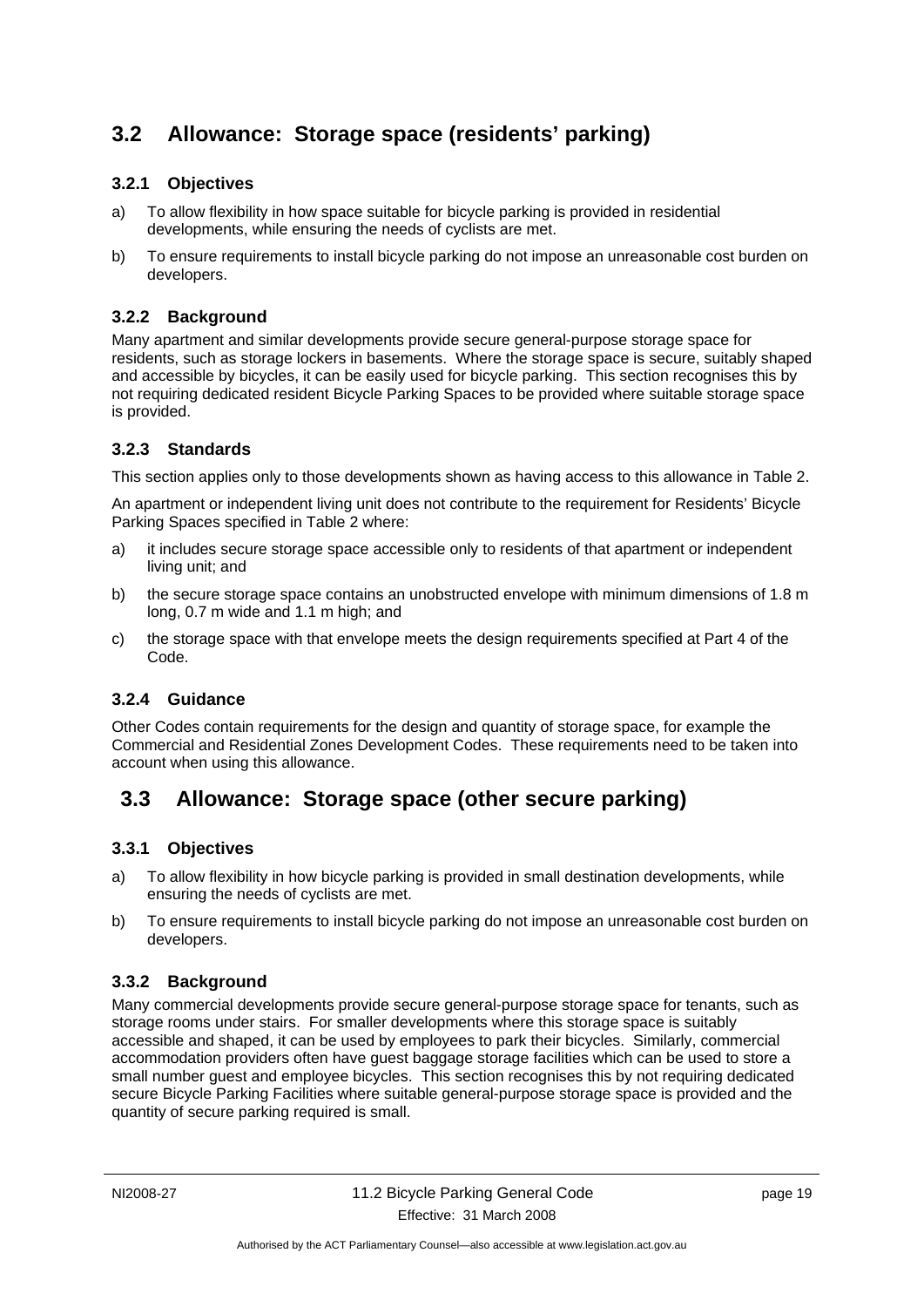## 3.2 Allowance: Storage space (residents' parking)

### 3.2.1 Objectives

a) To allow flexibility in how space suitable for bicycle parking is provided in residential developments, while ensuring the needs of cyclists are met.

b) To ensure requirements to install bicycle parking do not impose an unreasonable cost burden on developers.

### 3.2.2 Background

Many apartment and similar developments provide secure general-purpose storage space for residents, such as storage lockers in basements. Where the storage space is secure, suitably shaped and accessible by bicycles, it can be easily used for bicycle parking. This section recognises this by not requiring dedicated resident Bicycle Parking Spaces to be provided where suitable storage space is provided.

### 3.2.3 Standards

This section applies only to those developments shown as having access to this allowance in Table 2.

An apartment or independent living unit does not contribute to the requirement for Residents' Bicycle Parking Spaces specified in Table 2 where:

a) it includes secure storage space accessible only to residents of that apartment or independent living unit; and

b) the secure storage space contains an unobstructed envelope with minimum dimensions of 1.8 m long, 0.7 m wide and 1.1 m high; and

c) the storage space with that envelope meets the design requirements specified at Part 4 of the Code.

### 3.2.4 Guidance

Other Codes contain requirements for the design and quantity of storage space, for example the Commercial and Residential Zones Development Codes. These requirements need to be taken into account when using this allowance.

## 3.3 Allowance: Storage space (other secure parking)

### 3.3.1 Objectives

a) To allow flexibility in how bicycle parking is provided in small destination developments, while ensuring the needs of cyclists are met.

b) To ensure requirements to install bicycle parking do not impose an unreasonable cost burden on developers.

### 3.3.2 Background

Many commercial developments provide secure general-purpose storage space for tenants, such as storage rooms under stairs. For smaller developments where this storage space is suitably accessible and shaped, it can be used by employees to park their bicycles. Similarly, commercial accommodation providers often have guest baggage storage facilities which can be used to store a small number guest and employee bicycles. This section recognises this by not requiring dedicated secure Bicycle Parking Facilities where suitable general-purpose storage space is provided and the quantity of secure parking required is small.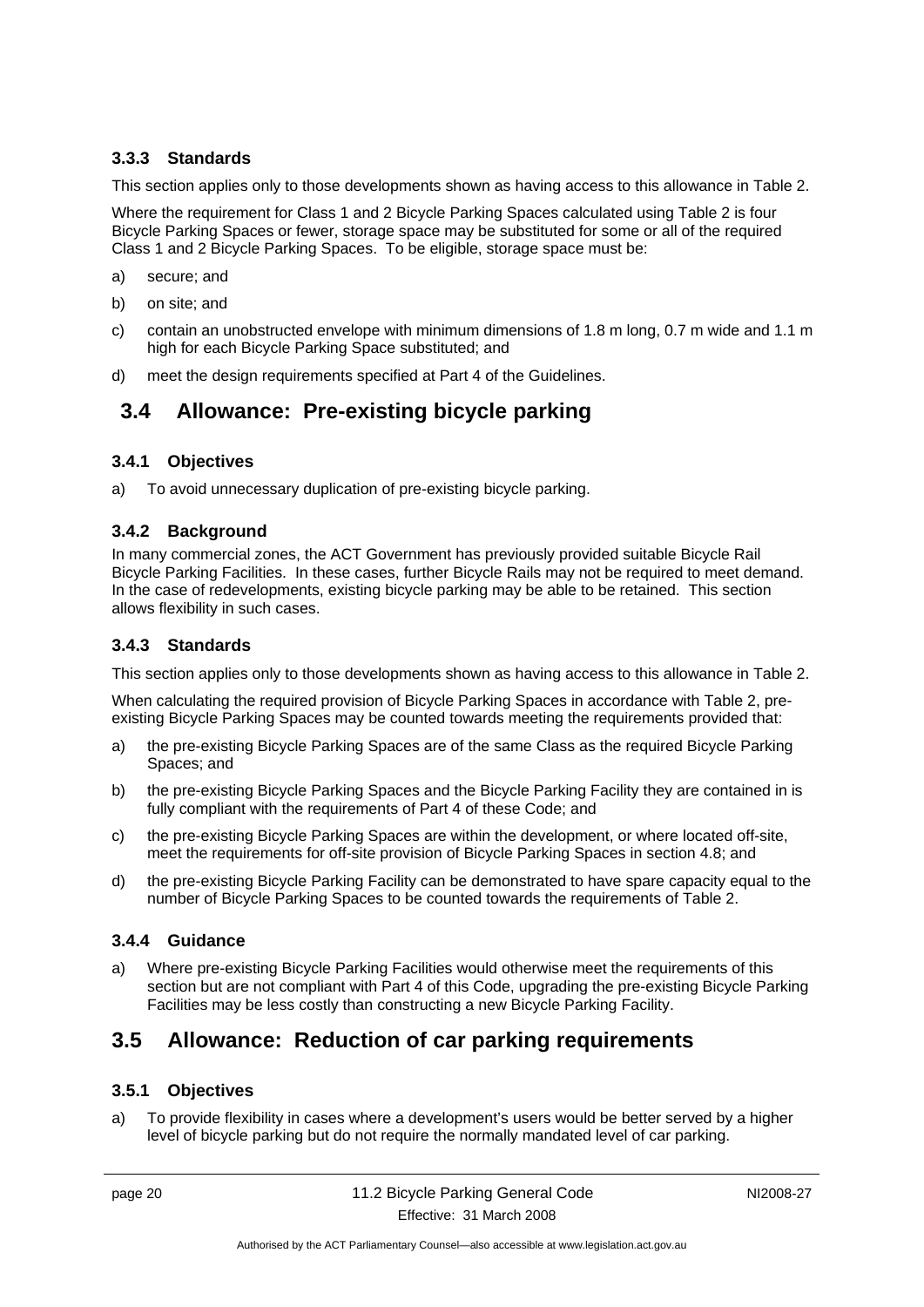### 3.3.3 Standards

This section applies only to those developments shown as having access to this allowance in Table 2.

Where the requirement for Class 1 and 2 Bicycle Parking Spaces calculated using Table 2 is four Bicycle Parking Spaces or fewer, storage space may be substituted for some or all of the required Class 1 and 2 Bicycle Parking Spaces. To be eligible, storage space must be:

a) secure; and

b) on site; and

c) contain an unobstructed envelope with minimum dimensions of 1.8 m long, 0.7 m wide and 1.1 m high for each Bicycle Parking Space substituted; and

d) meet the design requirements specified at Part 4 of the Guidelines.

## 3.4 Allowance: Pre-existing bicycle parking

### 3.4.1 Objectives

a) To avoid unnecessary duplication of pre-existing bicycle parking.

### 3.4.2 Background

In many commercial zones, the ACT Government has previously provided suitable Bicycle Rail Bicycle Parking Facilities. In these cases, further Bicycle Rails may not be required to meet demand. In the case of redevelopments, existing bicycle parking may be able to be retained. This section allows flexibility in such cases.

### 3.4.3 Standards

This section applies only to those developments shown as having access to this allowance in Table 2.

When calculating the required provision of Bicycle Parking Spaces in accordance with Table 2, pre-existing Bicycle Parking Spaces may be counted towards meeting the requirements provided that:

a) the pre-existing Bicycle Parking Spaces are of the same Class as the required Bicycle Parking Spaces; and

b) the pre-existing Bicycle Parking Spaces and the Bicycle Parking Facility they are contained in is fully compliant with the requirements of Part 4 of these Code; and

c) the pre-existing Bicycle Parking Spaces are within the development, or where located off-site, meet the requirements for off-site provision of Bicycle Parking Spaces in section 4.8; and

d) the pre-existing Bicycle Parking Facility can be demonstrated to have spare capacity equal to the number of Bicycle Parking Spaces to be counted towards the requirements of Table 2.

### 3.4.4 Guidance

a) Where pre-existing Bicycle Parking Facilities would otherwise meet the requirements of this section but are not compliant with Part 4 of this Code, upgrading the pre-existing Bicycle Parking Facilities may be less costly than constructing a new Bicycle Parking Facility.

## 3.5 Allowance: Reduction of car parking requirements

### 3.5.1 Objectives

a) To provide flexibility in cases where a development's users would be better served by a higher level of bicycle parking but do not require the normally mandated level of car parking.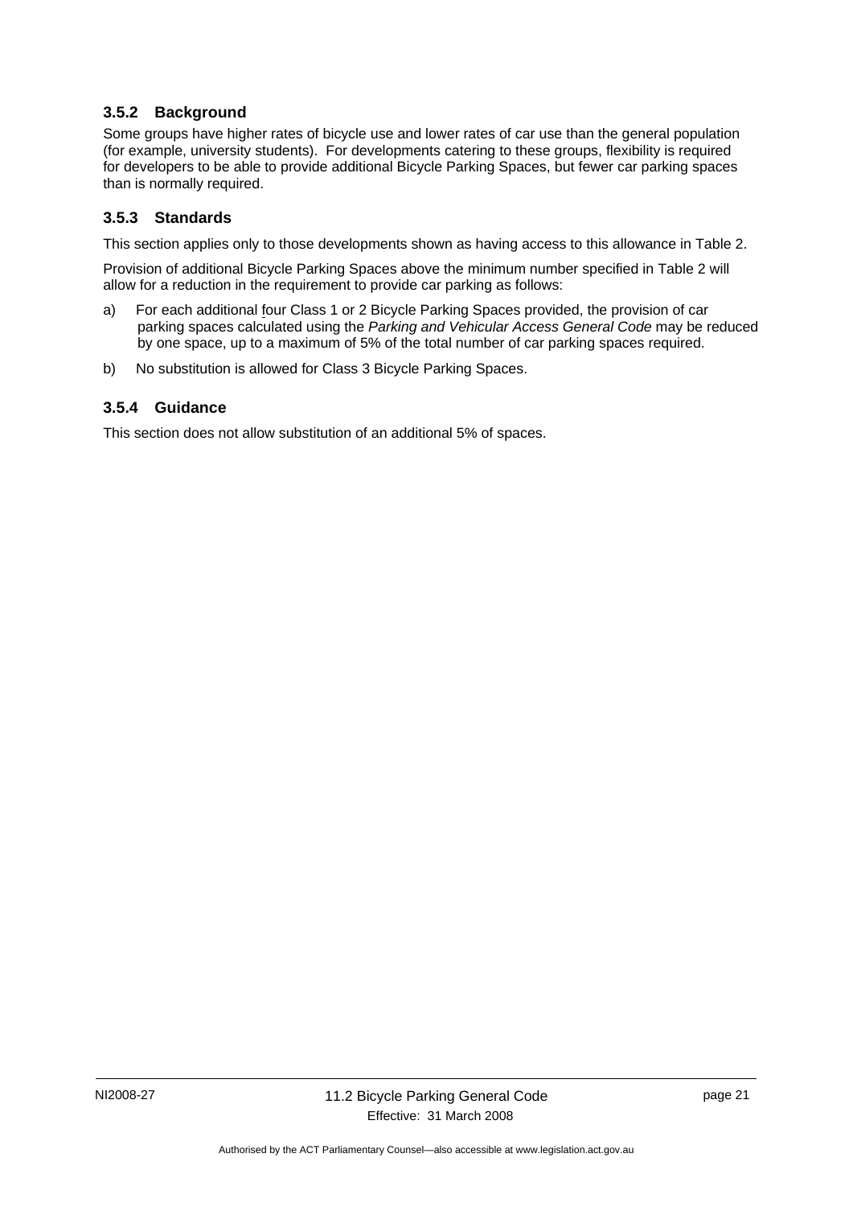### 3.5.2 Background

Some groups have higher rates of bicycle use and lower rates of car use than the general population (for example, university students). For developments catering to these groups, flexibility is required for developers to be able to provide additional Bicycle Parking Spaces, but fewer car parking spaces than is normally required.

### 3.5.3 Standards

This section applies only to those developments shown as having access to this allowance in Table 2.

Provision of additional Bicycle Parking Spaces above the minimum number specified in Table 2 will allow for a reduction in the requirement to provide car parking as follows:

a) For each additional four Class 1 or 2 Bicycle Parking Spaces provided, the provision of car parking spaces calculated using the *Parking and Vehicular Access General Code* may be reduced by one space, up to a maximum of 5% of the total number of car parking spaces required.

b) No substitution is allowed for Class 3 Bicycle Parking Spaces.

### 3.5.4 Guidance

This section does not allow substitution of an additional 5% of spaces.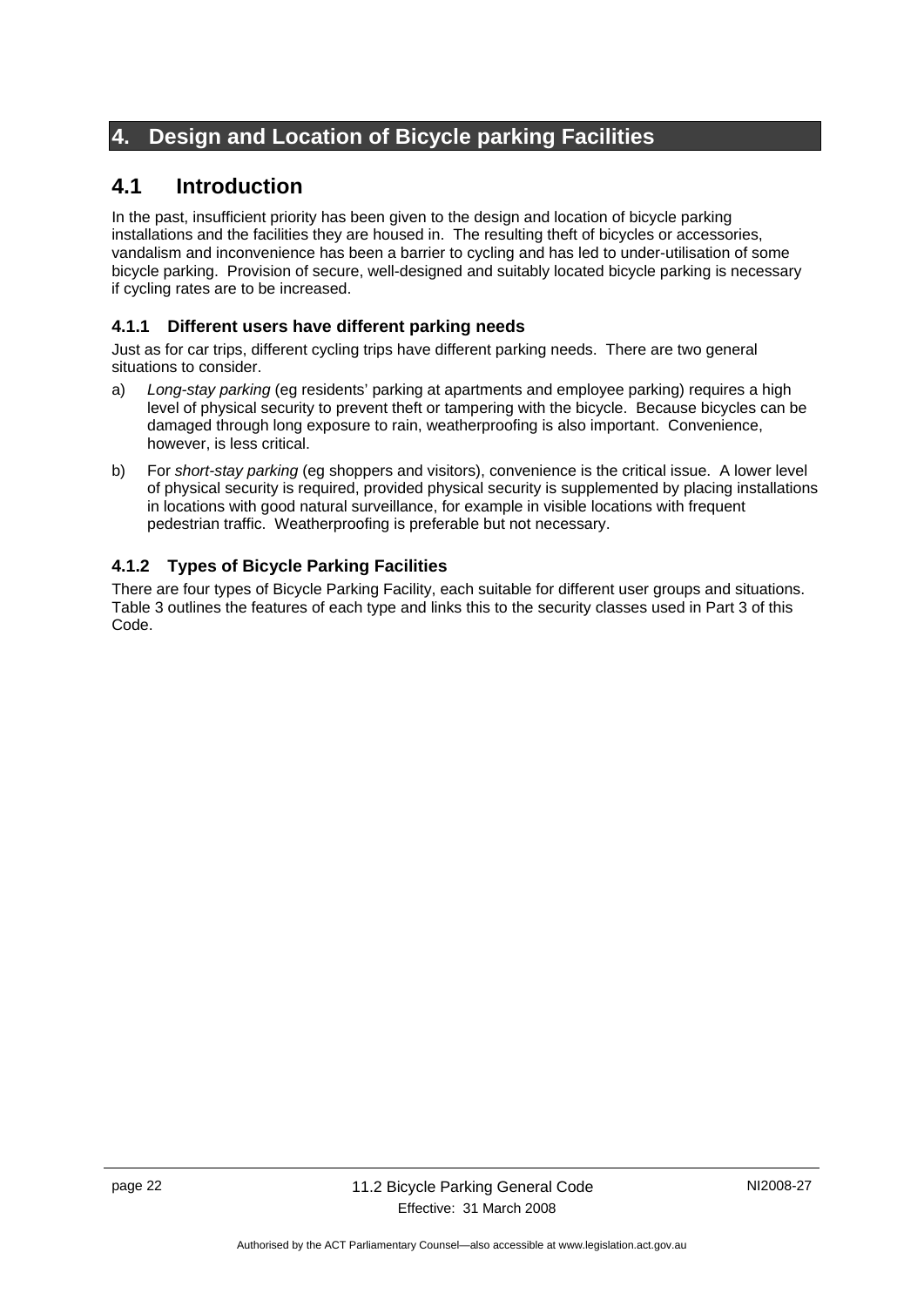# 4. Design and Location of Bicycle parking Facilities

## 4.1 Introduction

In the past, insufficient priority has been given to the design and location of bicycle parking installations and the facilities they are housed in. The resulting theft of bicycles or accessories, vandalism and inconvenience has been a barrier to cycling and has led to under-utilisation of some bicycle parking. Provision of secure, well-designed and suitably located bicycle parking is necessary if cycling rates are to be increased.

### 4.1.1 Different users have different parking needs

Just as for car trips, different cycling trips have different parking needs. There are two general situations to consider.

a) *Long-stay parking* (eg residents' parking at apartments and employee parking) requires a high level of physical security to prevent theft or tampering with the bicycle. Because bicycles can be damaged through long exposure to rain, weatherproofing is also important. Convenience, however, is less critical.

b) For *short-stay parking* (eg shoppers and visitors), convenience is the critical issue. A lower level of physical security is required, provided physical security is supplemented by placing installations in locations with good natural surveillance, for example in visible locations with frequent pedestrian traffic. Weatherproofing is preferable but not necessary.

### 4.1.2 Types of Bicycle Parking Facilities

There are four types of Bicycle Parking Facility, each suitable for different user groups and situations. Table 3 outlines the features of each type and links this to the security classes used in Part 3 of this Code.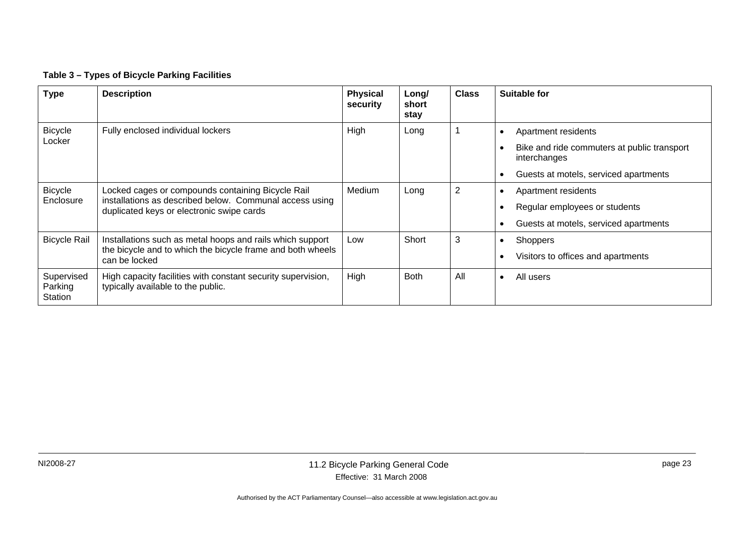**Table 3 – Types of Bicycle Parking Facilities**

| Type | Description | Physical security | Long/ short stay | Class | Suitable for |
|---|---|---|---|---|---|
| Bicycle Locker | Fully enclosed individual lockers | High | Long | 1 | • Apartment residents<br>• Bike and ride commuters at public transport interchanges<br>• Guests at motels, serviced apartments |
| Bicycle Enclosure | Locked cages or compounds containing Bicycle Rail installations as described below. Communal access using duplicated keys or electronic swipe cards | Medium | Long | 2 | • Apartment residents<br>• Regular employees or students<br>• Guests at motels, serviced apartments |
| Bicycle Rail | Installations such as metal hoops and rails which support the bicycle and to which the bicycle frame and both wheels can be locked | Low | Short | 3 | • Shoppers<br>• Visitors to offices and apartments |
| Supervised Parking Station | High capacity facilities with constant security supervision, typically available to the public. | High | Both | All | • All users |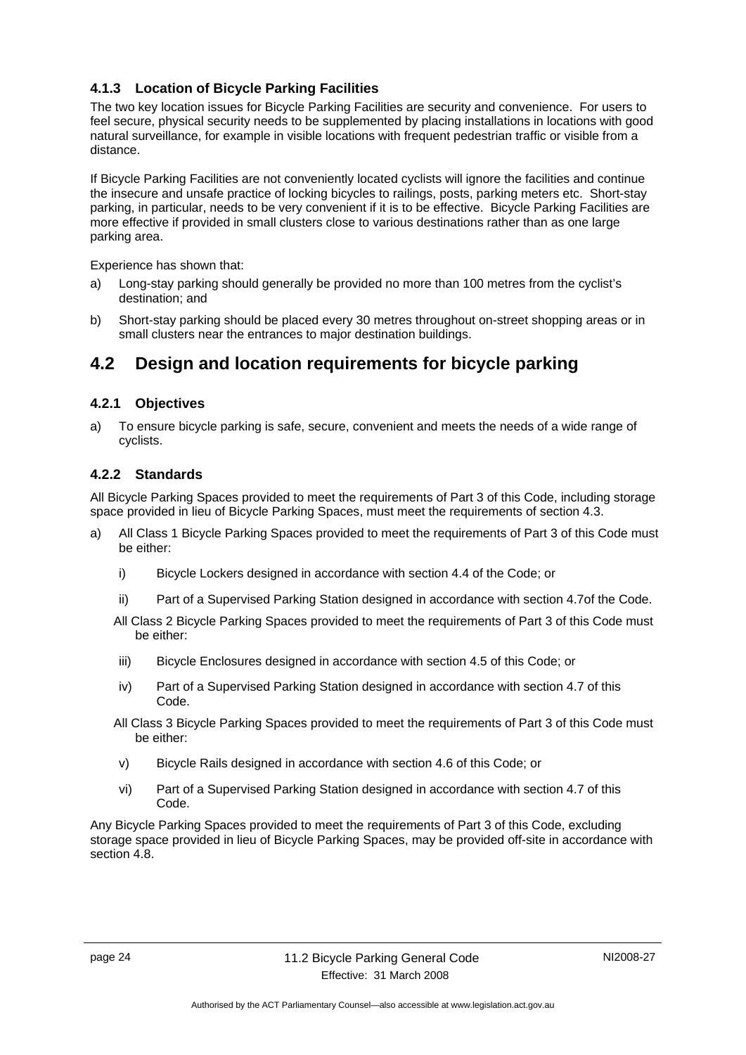### 4.1.3 Location of Bicycle Parking Facilities

The two key location issues for Bicycle Parking Facilities are security and convenience. For users to feel secure, physical security needs to be supplemented by placing installations in locations with good natural surveillance, for example in visible locations with frequent pedestrian traffic or visible from a distance.

If Bicycle Parking Facilities are not conveniently located cyclists will ignore the facilities and continue the insecure and unsafe practice of locking bicycles to railings, posts, parking meters etc. Short-stay parking, in particular, needs to be very convenient if it is to be effective. Bicycle Parking Facilities are more effective if provided in small clusters close to various destinations rather than as one large parking area.

Experience has shown that:

a) Long-stay parking should generally be provided no more than 100 metres from the cyclist's destination; and

b) Short-stay parking should be placed every 30 metres throughout on-street shopping areas or in small clusters near the entrances to major destination buildings.

## 4.2 Design and location requirements for bicycle parking

### 4.2.1 Objectives

a) To ensure bicycle parking is safe, secure, convenient and meets the needs of a wide range of cyclists.

### 4.2.2 Standards

All Bicycle Parking Spaces provided to meet the requirements of Part 3 of this Code, including storage space provided in lieu of Bicycle Parking Spaces, must meet the requirements of section 4.3.

a) All Class 1 Bicycle Parking Spaces provided to meet the requirements of Part 3 of this Code must be either:

   i) Bicycle Lockers designed in accordance with section 4.4 of the Code; or

   ii) Part of a Supervised Parking Station designed in accordance with section 4.7of the Code.

   All Class 2 Bicycle Parking Spaces provided to meet the requirements of Part 3 of this Code must be either:

   iii) Bicycle Enclosures designed in accordance with section 4.5 of this Code; or

   iv) Part of a Supervised Parking Station designed in accordance with section 4.7 of this Code.

   All Class 3 Bicycle Parking Spaces provided to meet the requirements of Part 3 of this Code must be either:

   v) Bicycle Rails designed in accordance with section 4.6 of this Code; or

   vi) Part of a Supervised Parking Station designed in accordance with section 4.7 of this Code.

Any Bicycle Parking Spaces provided to meet the requirements of Part 3 of this Code, excluding storage space provided in lieu of Bicycle Parking Spaces, may be provided off-site in accordance with section 4.8.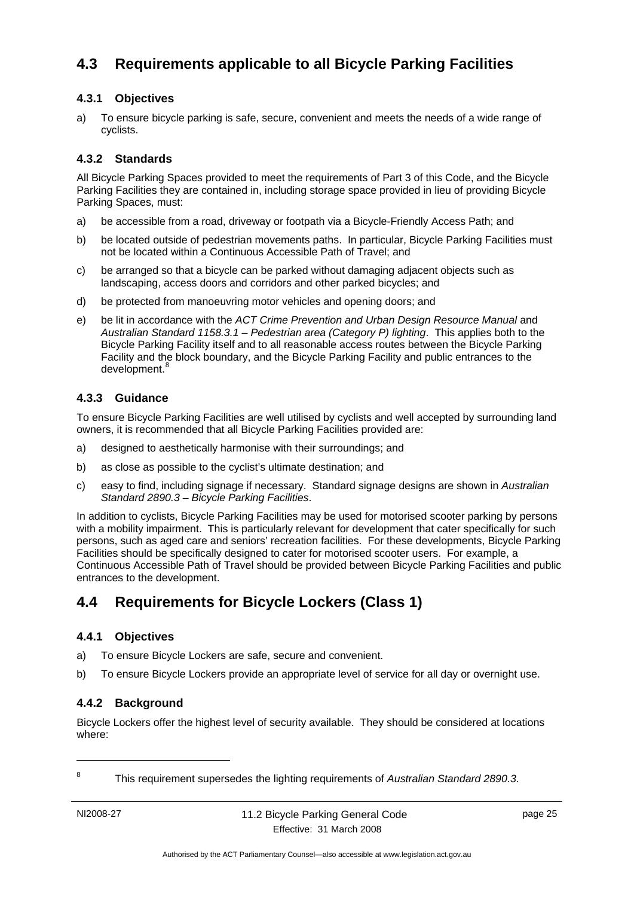## 4.3 Requirements applicable to all Bicycle Parking Facilities

### 4.3.1 Objectives

a) To ensure bicycle parking is safe, secure, convenient and meets the needs of a wide range of cyclists.

### 4.3.2 Standards

All Bicycle Parking Spaces provided to meet the requirements of Part 3 of this Code, and the Bicycle Parking Facilities they are contained in, including storage space provided in lieu of providing Bicycle Parking Spaces, must:

a) be accessible from a road, driveway or footpath via a Bicycle-Friendly Access Path; and

b) be located outside of pedestrian movements paths. In particular, Bicycle Parking Facilities must not be located within a Continuous Accessible Path of Travel; and

c) be arranged so that a bicycle can be parked without damaging adjacent objects such as landscaping, access doors and corridors and other parked bicycles; and

d) be protected from manoeuvring motor vehicles and opening doors; and

e) be lit in accordance with the *ACT Crime Prevention and Urban Design Resource Manual* and *Australian Standard 1158.3.1 – Pedestrian area (Category P) lighting*. This applies both to the Bicycle Parking Facility itself and to all reasonable access routes between the Bicycle Parking Facility and the block boundary, and the Bicycle Parking Facility and public entrances to the development.[8]

### 4.3.3 Guidance

To ensure Bicycle Parking Facilities are well utilised by cyclists and well accepted by surrounding land owners, it is recommended that all Bicycle Parking Facilities provided are:

a) designed to aesthetically harmonise with their surroundings; and

b) as close as possible to the cyclist's ultimate destination; and

c) easy to find, including signage if necessary. Standard signage designs are shown in *Australian Standard 2890.3 – Bicycle Parking Facilities*.

In addition to cyclists, Bicycle Parking Facilities may be used for motorised scooter parking by persons with a mobility impairment. This is particularly relevant for development that cater specifically for such persons, such as aged care and seniors' recreation facilities. For these developments, Bicycle Parking Facilities should be specifically designed to cater for motorised scooter users. For example, a Continuous Accessible Path of Travel should be provided between Bicycle Parking Facilities and public entrances to the development.

## 4.4 Requirements for Bicycle Lockers (Class 1)

### 4.4.1 Objectives

a) To ensure Bicycle Lockers are safe, secure and convenient.

b) To ensure Bicycle Lockers provide an appropriate level of service for all day or overnight use.

### 4.4.2 Background

Bicycle Lockers offer the highest level of security available. They should be considered at locations where:

---

[8] This requirement supersedes the lighting requirements of *Australian Standard 2890.3*.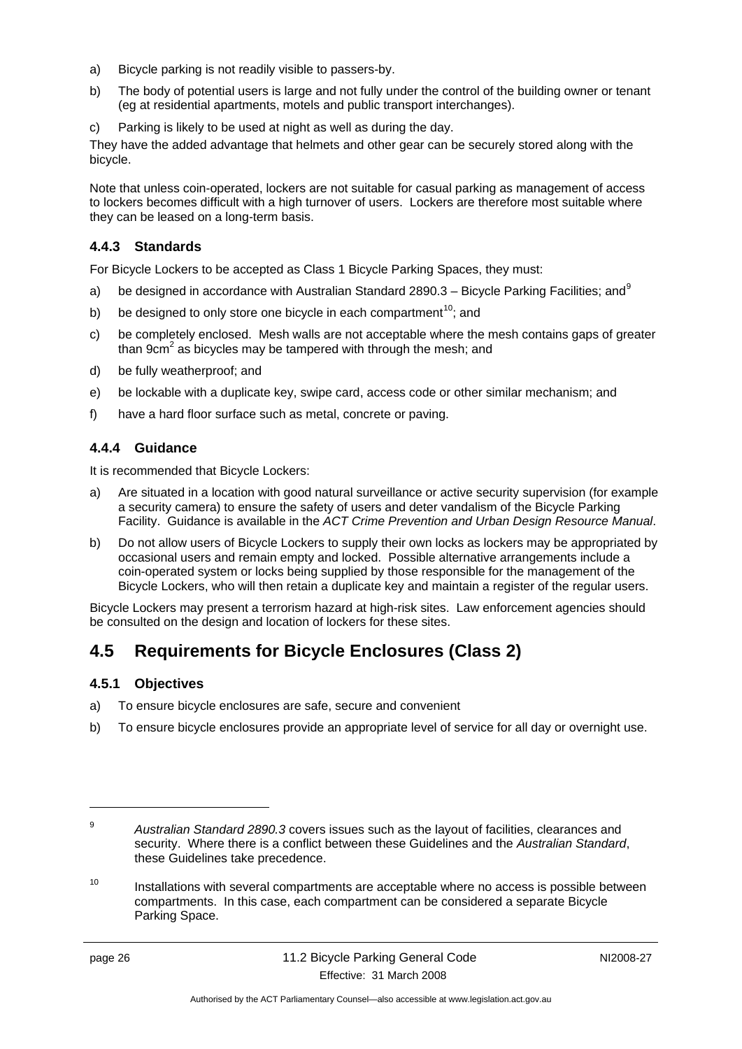a) Bicycle parking is not readily visible to passers-by.

b) The body of potential users is large and not fully under the control of the building owner or tenant (eg at residential apartments, motels and public transport interchanges).

c) Parking is likely to be used at night as well as during the day.

They have the added advantage that helmets and other gear can be securely stored along with the bicycle.

Note that unless coin-operated, lockers are not suitable for casual parking as management of access to lockers becomes difficult with a high turnover of users. Lockers are therefore most suitable where they can be leased on a long-term basis.

### 4.4.3 Standards

For Bicycle Lockers to be accepted as Class 1 Bicycle Parking Spaces, they must:

a) be designed in accordance with Australian Standard 2890.3 – Bicycle Parking Facilities; and[9]

b) be designed to only store one bicycle in each compartment[10]; and

c) be completely enclosed. Mesh walls are not acceptable where the mesh contains gaps of greater than $9cm^2$ as bicycles may be tampered with through the mesh; and

d) be fully weatherproof; and

e) be lockable with a duplicate key, swipe card, access code or other similar mechanism; and

f) have a hard floor surface such as metal, concrete or paving.

### 4.4.4 Guidance

It is recommended that Bicycle Lockers:

a) Are situated in a location with good natural surveillance or active security supervision (for example a security camera) to ensure the safety of users and deter vandalism of the Bicycle Parking Facility. Guidance is available in the *ACT Crime Prevention and Urban Design Resource Manual*.

b) Do not allow users of Bicycle Lockers to supply their own locks as lockers may be appropriated by occasional users and remain empty and locked. Possible alternative arrangements include a coin-operated system or locks being supplied by those responsible for the management of the Bicycle Lockers, who will then retain a duplicate key and maintain a register of the regular users.

Bicycle Lockers may present a terrorism hazard at high-risk sites. Law enforcement agencies should be consulted on the design and location of lockers for these sites.

## 4.5 Requirements for Bicycle Enclosures (Class 2)

### 4.5.1 Objectives

a) To ensure bicycle enclosures are safe, secure and convenient

b) To ensure bicycle enclosures provide an appropriate level of service for all day or overnight use.

---

[9] *Australian Standard 2890.3* covers issues such as the layout of facilities, clearances and security. Where there is a conflict between these Guidelines and the *Australian Standard*, these Guidelines take precedence.

[10] Installations with several compartments are acceptable where no access is possible between compartments. In this case, each compartment can be considered a separate Bicycle Parking Space.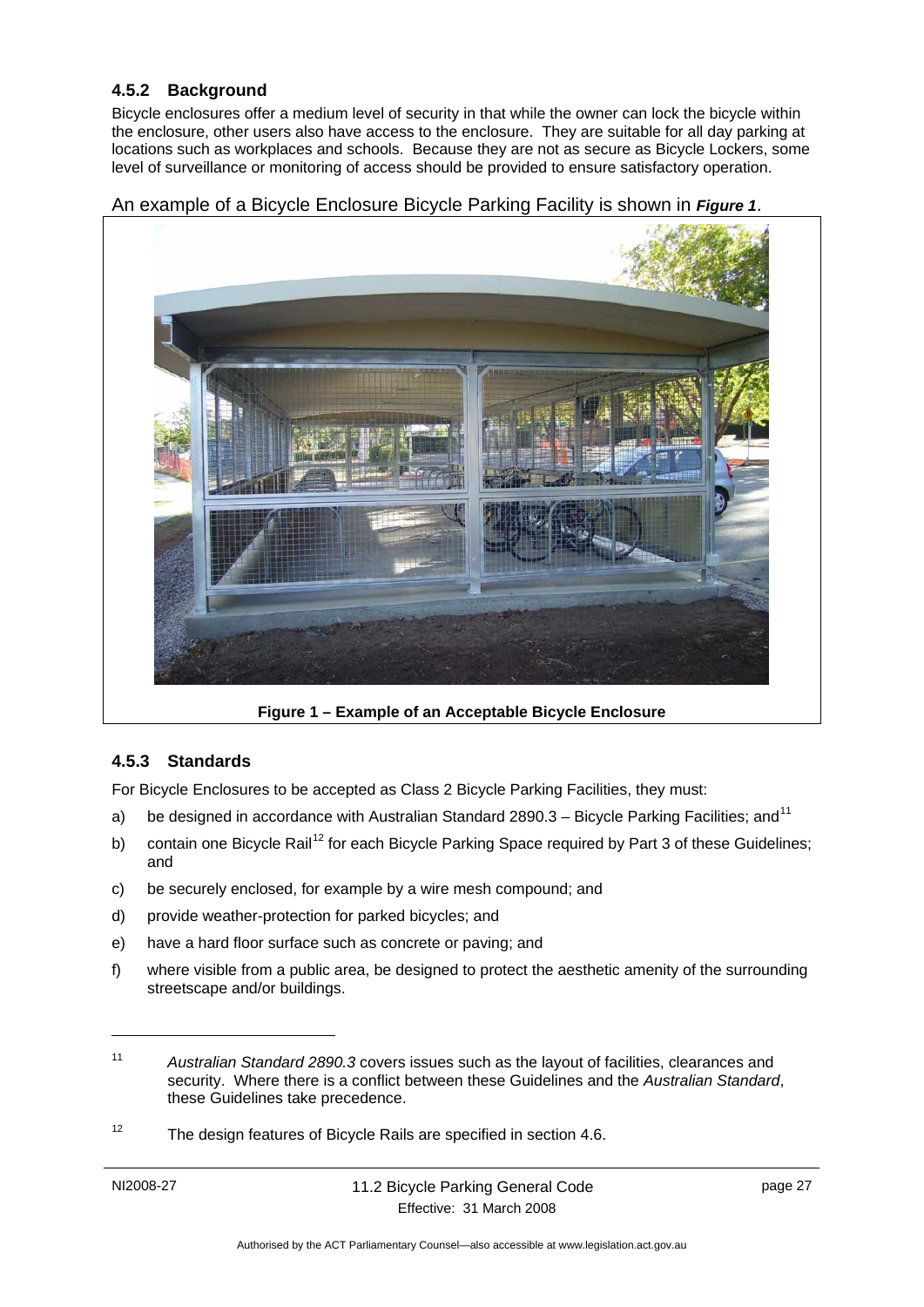### 4.5.2 Background

Bicycle enclosures offer a medium level of security in that while the owner can lock the bicycle within the enclosure, other users also have access to the enclosure. They are suitable for all day parking at locations such as workplaces and schools. Because they are not as secure as Bicycle Lockers, some level of surveillance or monitoring of access should be provided to ensure satisfactory operation.

An example of a Bicycle Enclosure Bicycle Parking Facility is shown in ***Figure 1***.

**Figure 1 – Example of an Acceptable Bicycle Enclosure**

### 4.5.3 Standards

For Bicycle Enclosures to be accepted as Class 2 Bicycle Parking Facilities, they must:

a) be designed in accordance with Australian Standard 2890.3 – Bicycle Parking Facilities; and[11]

b) contain one Bicycle Rail[12] for each Bicycle Parking Space required by Part 3 of these Guidelines; and

c) be securely enclosed, for example by a wire mesh compound; and

d) provide weather-protection for parked bicycles; and

e) have a hard floor surface such as concrete or paving; and

f) where visible from a public area, be designed to protect the aesthetic amenity of the surrounding streetscape and/or buildings.

---

[11] *Australian Standard 2890.3* covers issues such as the layout of facilities, clearances and security. Where there is a conflict between these Guidelines and the *Australian Standard*, these Guidelines take precedence.

[12] The design features of Bicycle Rails are specified in section 4.6.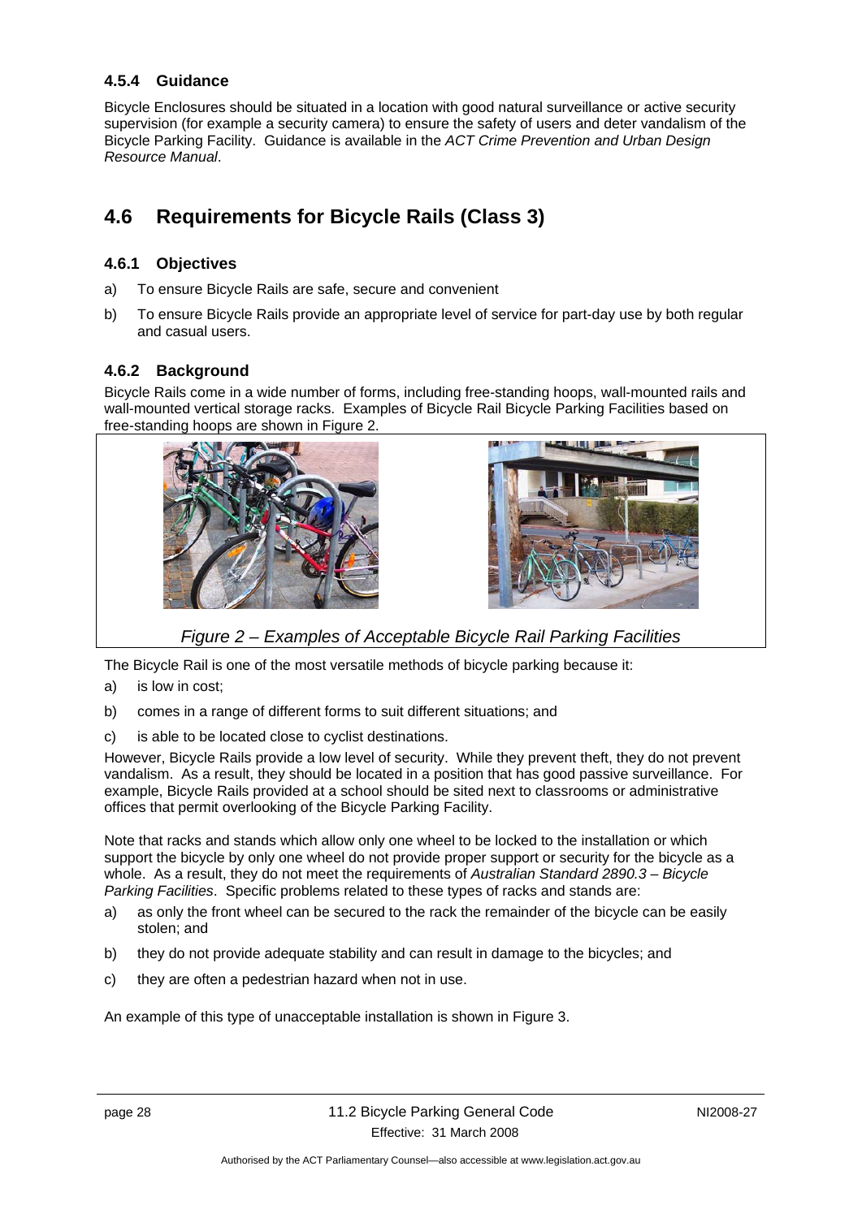### 4.5.4 Guidance

Bicycle Enclosures should be situated in a location with good natural surveillance or active security supervision (for example a security camera) to ensure the safety of users and deter vandalism of the Bicycle Parking Facility. Guidance is available in the *ACT Crime Prevention and Urban Design Resource Manual*.

## 4.6 Requirements for Bicycle Rails (Class 3)

### 4.6.1 Objectives

a) To ensure Bicycle Rails are safe, secure and convenient

b) To ensure Bicycle Rails provide an appropriate level of service for part-day use by both regular and casual users.

### 4.6.2 Background

Bicycle Rails come in a wide number of forms, including free-standing hoops, wall-mounted rails and wall-mounted vertical storage racks. Examples of Bicycle Rail Bicycle Parking Facilities based on free-standing hoops are shown in Figure 2.

*Figure 2 – Examples of Acceptable Bicycle Rail Parking Facilities*

The Bicycle Rail is one of the most versatile methods of bicycle parking because it:

a) is low in cost;

b) comes in a range of different forms to suit different situations; and

c) is able to be located close to cyclist destinations.

However, Bicycle Rails provide a low level of security. While they prevent theft, they do not prevent vandalism. As a result, they should be located in a position that has good passive surveillance. For example, Bicycle Rails provided at a school should be sited next to classrooms or administrative offices that permit overlooking of the Bicycle Parking Facility.

Note that racks and stands which allow only one wheel to be locked to the installation or which support the bicycle by only one wheel do not provide proper support or security for the bicycle as a whole. As a result, they do not meet the requirements of *Australian Standard 2890.3 – Bicycle Parking Facilities*. Specific problems related to these types of racks and stands are:

a) as only the front wheel can be secured to the rack the remainder of the bicycle can be easily stolen; and

b) they do not provide adequate stability and can result in damage to the bicycles; and

c) they are often a pedestrian hazard when not in use.

An example of this type of unacceptable installation is shown in Figure 3.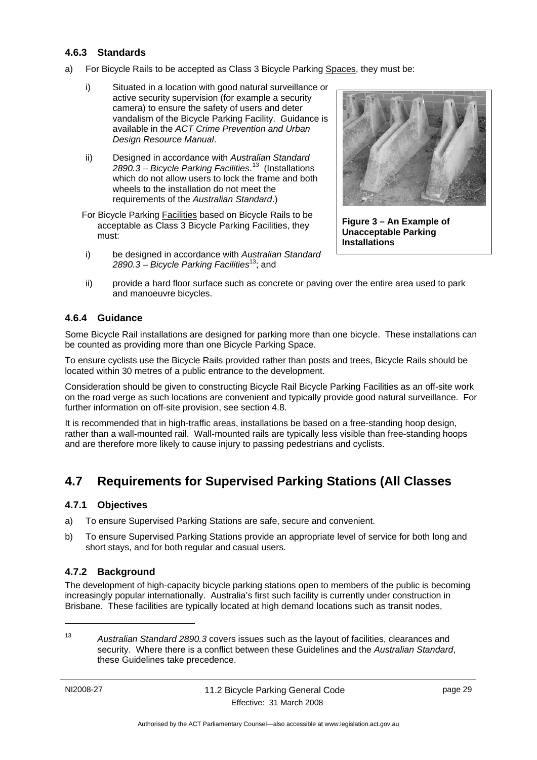### 4.6.3 Standards

a) For Bicycle Rails to be accepted as Class 3 Bicycle Parking Spaces, they must be:

   i) Situated in a location with good natural surveillance or active security supervision (for example a security camera) to ensure the safety of users and deter vandalism of the Bicycle Parking Facility. Guidance is available in the *ACT Crime Prevention and Urban Design Resource Manual*.

   ii) Designed in accordance with *Australian Standard 2890.3 – Bicycle Parking Facilities*.[13] (Installations which do not allow users to lock the frame and both wheels to the installation do not meet the requirements of the *Australian Standard*.)

For Bicycle Parking Facilities based on Bicycle Rails to be acceptable as Class 3 Bicycle Parking Facilities, they must:

   i) be designed in accordance with *Australian Standard 2890.3 – Bicycle Parking Facilities*[13]; and

   ii) provide a hard floor surface such as concrete or paving over the entire area used to park and manoeuvre bicycles.

**Figure 3 – An Example of Unacceptable Parking Installations**

### 4.6.4 Guidance

Some Bicycle Rail installations are designed for parking more than one bicycle. These installations can be counted as providing more than one Bicycle Parking Space.

To ensure cyclists use the Bicycle Rails provided rather than posts and trees, Bicycle Rails should be located within 30 metres of a public entrance to the development.

Consideration should be given to constructing Bicycle Rail Bicycle Parking Facilities as an off-site work on the road verge as such locations are convenient and typically provide good natural surveillance. For further information on off-site provision, see section 4.8.

It is recommended that in high-traffic areas, installations be based on a free-standing hoop design, rather than a wall-mounted rail. Wall-mounted rails are typically less visible than free-standing hoops and are therefore more likely to cause injury to passing pedestrians and cyclists.

## 4.7 Requirements for Supervised Parking Stations (All Classes

### 4.7.1 Objectives

a) To ensure Supervised Parking Stations are safe, secure and convenient.

b) To ensure Supervised Parking Stations provide an appropriate level of service for both long and short stays, and for both regular and casual users.

### 4.7.2 Background

The development of high-capacity bicycle parking stations open to members of the public is becoming increasingly popular internationally. Australia's first such facility is currently under construction in Brisbane. These facilities are typically located at high demand locations such as transit nodes,

---

[13] *Australian Standard 2890.3* covers issues such as the layout of facilities, clearances and security. Where there is a conflict between these Guidelines and the *Australian Standard*, these Guidelines take precedence.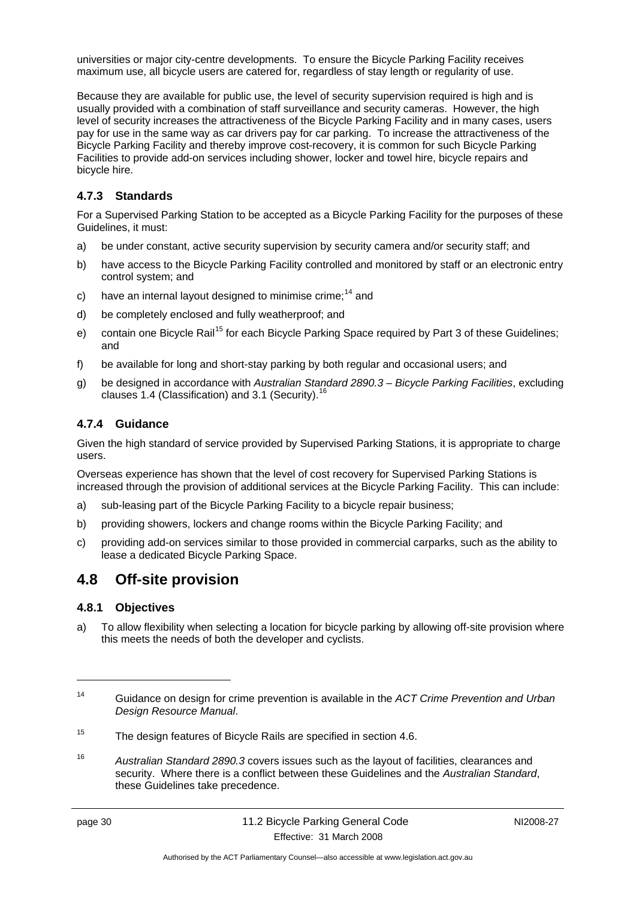universities or major city-centre developments. To ensure the Bicycle Parking Facility receives maximum use, all bicycle users are catered for, regardless of stay length or regularity of use.

Because they are available for public use, the level of security supervision required is high and is usually provided with a combination of staff surveillance and security cameras. However, the high level of security increases the attractiveness of the Bicycle Parking Facility and in many cases, users pay for use in the same way as car drivers pay for car parking. To increase the attractiveness of the Bicycle Parking Facility and thereby improve cost-recovery, it is common for such Bicycle Parking Facilities to provide add-on services including shower, locker and towel hire, bicycle repairs and bicycle hire.

### 4.7.3 Standards

For a Supervised Parking Station to be accepted as a Bicycle Parking Facility for the purposes of these Guidelines, it must:

a) be under constant, active security supervision by security camera and/or security staff; and

b) have access to the Bicycle Parking Facility controlled and monitored by staff or an electronic entry control system; and

c) have an internal layout designed to minimise crime;[14] and

d) be completely enclosed and fully weatherproof; and

e) contain one Bicycle Rail[15] for each Bicycle Parking Space required by Part 3 of these Guidelines; and

f) be available for long and short-stay parking by both regular and occasional users; and

g) be designed in accordance with *Australian Standard 2890.3 – Bicycle Parking Facilities*, excluding clauses 1.4 (Classification) and 3.1 (Security).[16]

### 4.7.4 Guidance

Given the high standard of service provided by Supervised Parking Stations, it is appropriate to charge users.

Overseas experience has shown that the level of cost recovery for Supervised Parking Stations is increased through the provision of additional services at the Bicycle Parking Facility. This can include:

a) sub-leasing part of the Bicycle Parking Facility to a bicycle repair business;

b) providing showers, lockers and change rooms within the Bicycle Parking Facility; and

c) providing add-on services similar to those provided in commercial carparks, such as the ability to lease a dedicated Bicycle Parking Space.

## 4.8 Off-site provision

### 4.8.1 Objectives

a) To allow flexibility when selecting a location for bicycle parking by allowing off-site provision where this meets the needs of both the developer and cyclists.

---

[14] Guidance on design for crime prevention is available in the *ACT Crime Prevention and Urban Design Resource Manual*.

[15] The design features of Bicycle Rails are specified in section 4.6.

[16] *Australian Standard 2890.3* covers issues such as the layout of facilities, clearances and security. Where there is a conflict between these Guidelines and the *Australian Standard*, these Guidelines take precedence.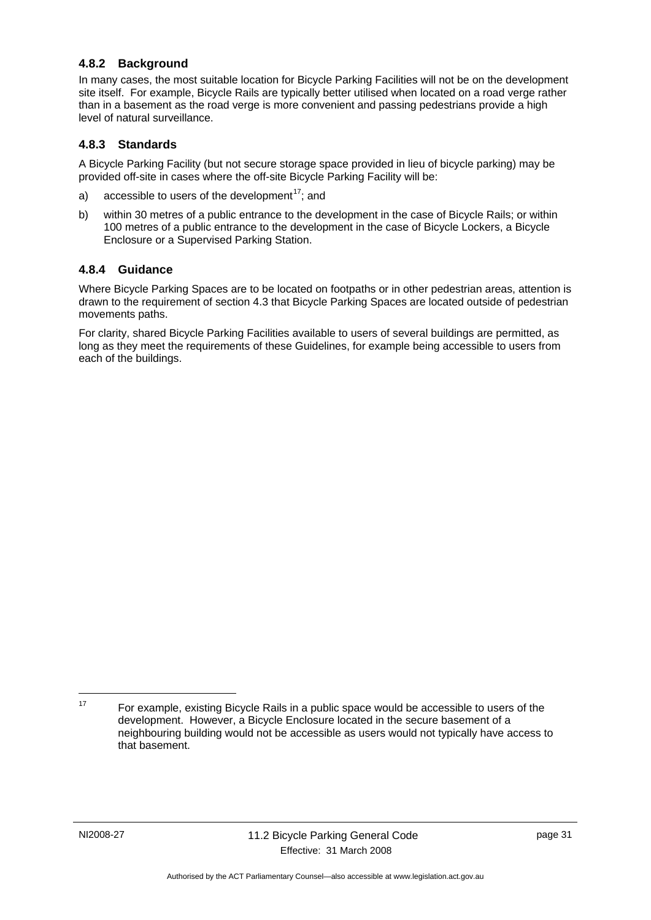### 4.8.2 Background

In many cases, the most suitable location for Bicycle Parking Facilities will not be on the development site itself. For example, Bicycle Rails are typically better utilised when located on a road verge rather than in a basement as the road verge is more convenient and passing pedestrians provide a high level of natural surveillance.

### 4.8.3 Standards

A Bicycle Parking Facility (but not secure storage space provided in lieu of bicycle parking) may be provided off-site in cases where the off-site Bicycle Parking Facility will be:

a) accessible to users of the development[17]; and

b) within 30 metres of a public entrance to the development in the case of Bicycle Rails; or within 100 metres of a public entrance to the development in the case of Bicycle Lockers, a Bicycle Enclosure or a Supervised Parking Station.

### 4.8.4 Guidance

Where Bicycle Parking Spaces are to be located on footpaths or in other pedestrian areas, attention is drawn to the requirement of section 4.3 that Bicycle Parking Spaces are located outside of pedestrian movements paths.

For clarity, shared Bicycle Parking Facilities available to users of several buildings are permitted, as long as they meet the requirements of these Guidelines, for example being accessible to users from each of the buildings.

---

[17] For example, existing Bicycle Rails in a public space would be accessible to users of the development. However, a Bicycle Enclosure located in the secure basement of a neighbouring building would not be accessible as users would not typically have access to that basement.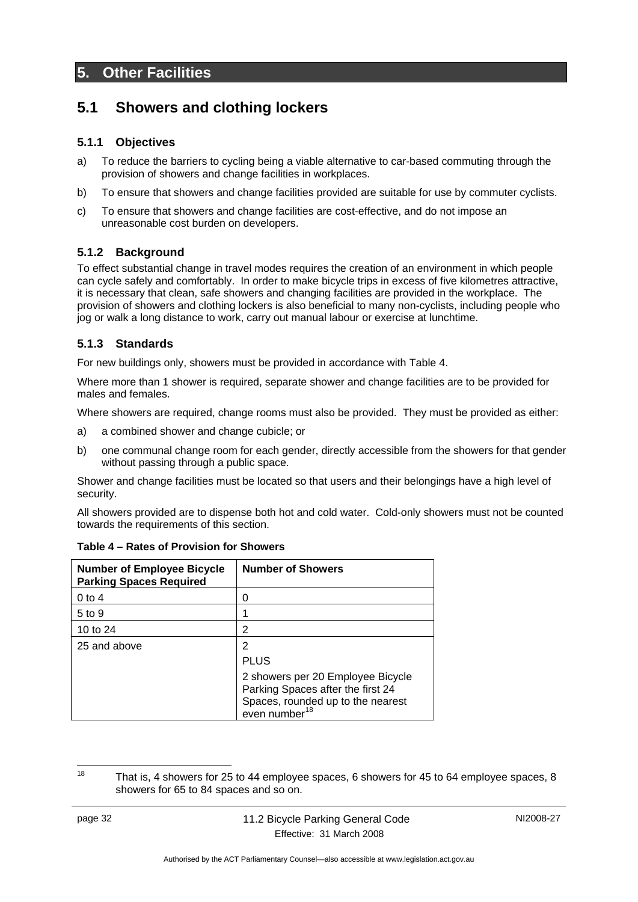# 5. Other Facilities

## 5.1 Showers and clothing lockers

### 5.1.1 Objectives

a) To reduce the barriers to cycling being a viable alternative to car-based commuting through the provision of showers and change facilities in workplaces.

b) To ensure that showers and change facilities provided are suitable for use by commuter cyclists.

c) To ensure that showers and change facilities are cost-effective, and do not impose an unreasonable cost burden on developers.

### 5.1.2 Background

To effect substantial change in travel modes requires the creation of an environment in which people can cycle safely and comfortably. In order to make bicycle trips in excess of five kilometres attractive, it is necessary that clean, safe showers and changing facilities are provided in the workplace. The provision of showers and clothing lockers is also beneficial to many non-cyclists, including people who jog or walk a long distance to work, carry out manual labour or exercise at lunchtime.

### 5.1.3 Standards

For new buildings only, showers must be provided in accordance with Table 4.

Where more than 1 shower is required, separate shower and change facilities are to be provided for males and females.

Where showers are required, change rooms must also be provided. They must be provided as either:

a) a combined shower and change cubicle; or

b) one communal change room for each gender, directly accessible from the showers for that gender without passing through a public space.

Shower and change facilities must be located so that users and their belongings have a high level of security.

All showers provided are to dispense both hot and cold water. Cold-only showers must not be counted towards the requirements of this section.

**Table 4 – Rates of Provision for Showers**

| Number of Employee Bicycle Parking Spaces Required | Number of Showers |
|---|---|
| 0 to 4 | 0 |
| 5 to 9 | 1 |
| 10 to 24 | 2 |
| 25 and above | 2<br>PLUS<br>2 showers per 20 Employee Bicycle Parking Spaces after the first 24 Spaces, rounded up to the nearest even number[18] |

[18] That is, 4 showers for 25 to 44 employee spaces, 6 showers for 45 to 64 employee spaces, 8 showers for 65 to 84 spaces and so on.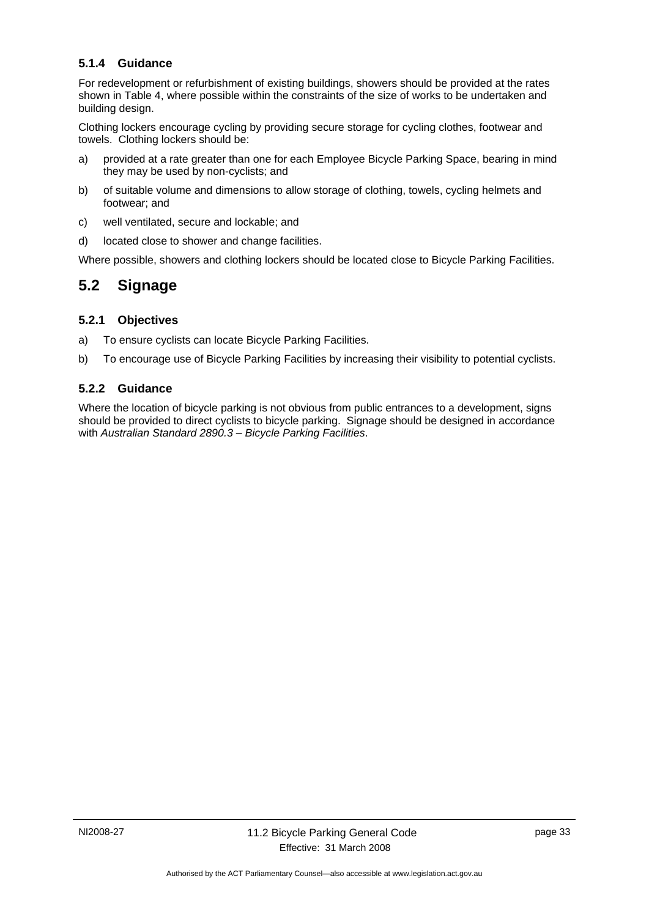### 5.1.4 Guidance

For redevelopment or refurbishment of existing buildings, showers should be provided at the rates shown in Table 4, where possible within the constraints of the size of works to be undertaken and building design.

Clothing lockers encourage cycling by providing secure storage for cycling clothes, footwear and towels. Clothing lockers should be:

a) provided at a rate greater than one for each Employee Bicycle Parking Space, bearing in mind they may be used by non-cyclists; and

b) of suitable volume and dimensions to allow storage of clothing, towels, cycling helmets and footwear; and

c) well ventilated, secure and lockable; and

d) located close to shower and change facilities.

Where possible, showers and clothing lockers should be located close to Bicycle Parking Facilities.

## 5.2 Signage

### 5.2.1 Objectives

a) To ensure cyclists can locate Bicycle Parking Facilities.

b) To encourage use of Bicycle Parking Facilities by increasing their visibility to potential cyclists.

### 5.2.2 Guidance

Where the location of bicycle parking is not obvious from public entrances to a development, signs should be provided to direct cyclists to bicycle parking. Signage should be designed in accordance with *Australian Standard 2890.3 – Bicycle Parking Facilities*.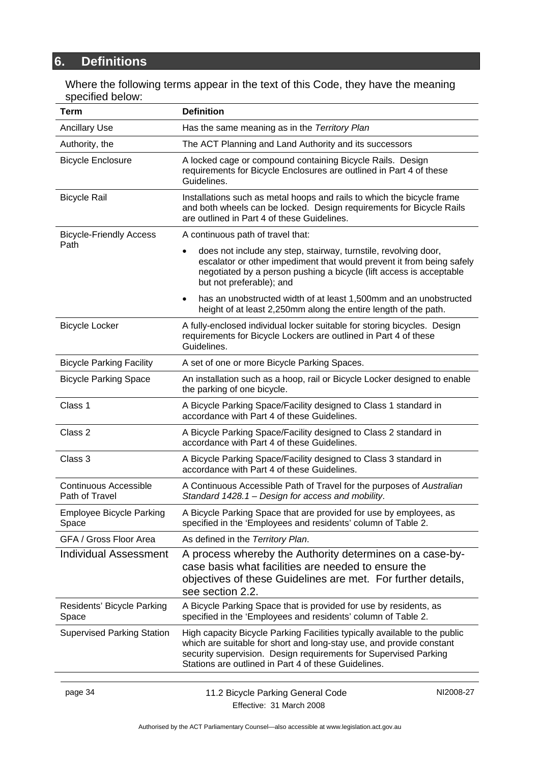## 6. Definitions

Where the following terms appear in the text of this Code, they have the meaning specified below:

| Term | Definition |
|---|---|
| Ancillary Use | Has the same meaning as in the *Territory Plan* |
| Authority, the | The ACT Planning and Land Authority and its successors |
| Bicycle Enclosure | A locked cage or compound containing Bicycle Rails. Design requirements for Bicycle Enclosures are outlined in Part 4 of these Guidelines. |
| Bicycle Rail | Installations such as metal hoops and rails to which the bicycle frame and both wheels can be locked. Design requirements for Bicycle Rails are outlined in Part 4 of these Guidelines. |
| Bicycle-Friendly Access Path | A continuous path of travel that:<br>• does not include any step, stairway, turnstile, revolving door, escalator or other impediment that would prevent it from being safely negotiated by a person pushing a bicycle (lift access is acceptable but not preferable); and<br>• has an unobstructed width of at least 1,500mm and an unobstructed height of at least 2,250mm along the entire length of the path. |
| Bicycle Locker | A fully-enclosed individual locker suitable for storing bicycles. Design requirements for Bicycle Lockers are outlined in Part 4 of these Guidelines. |
| Bicycle Parking Facility | A set of one or more Bicycle Parking Spaces. |
| Bicycle Parking Space | An installation such as a hoop, rail or Bicycle Locker designed to enable the parking of one bicycle. |
| Class 1 | A Bicycle Parking Space/Facility designed to Class 1 standard in accordance with Part 4 of these Guidelines. |
| Class 2 | A Bicycle Parking Space/Facility designed to Class 2 standard in accordance with Part 4 of these Guidelines. |
| Class 3 | A Bicycle Parking Space/Facility designed to Class 3 standard in accordance with Part 4 of these Guidelines. |
| Continuous Accessible Path of Travel | A Continuous Accessible Path of Travel for the purposes of *Australian Standard 1428.1 – Design for access and mobility*. |
| Employee Bicycle Parking Space | A Bicycle Parking Space that are provided for use by employees, as specified in the 'Employees and residents' column of Table 2. |
| GFA / Gross Floor Area | As defined in the *Territory Plan*. |
| Individual Assessment | A process whereby the Authority determines on a case-by-case basis what facilities are needed to ensure the objectives of these Guidelines are met. For further details, see section 2.2. |
| Residents' Bicycle Parking Space | A Bicycle Parking Space that is provided for use by residents, as specified in the 'Employees and residents' column of Table 2. |
| Supervised Parking Station | High capacity Bicycle Parking Facilities typically available to the public which are suitable for short and long-stay use, and provide constant security supervision. Design requirements for Supervised Parking Stations are outlined in Part 4 of these Guidelines. |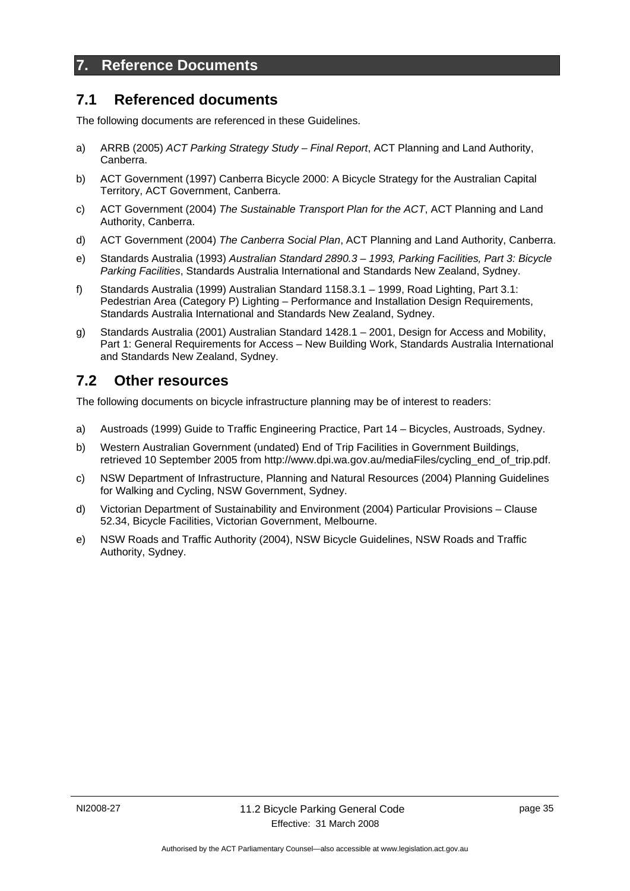# 7. Reference Documents

## 7.1 Referenced documents

The following documents are referenced in these Guidelines.

a) ARRB (2005) *ACT Parking Strategy Study – Final Report*, ACT Planning and Land Authority, Canberra.

b) ACT Government (1997) Canberra Bicycle 2000: A Bicycle Strategy for the Australian Capital Territory, ACT Government, Canberra.

c) ACT Government (2004) *The Sustainable Transport Plan for the ACT*, ACT Planning and Land Authority, Canberra.

d) ACT Government (2004) *The Canberra Social Plan*, ACT Planning and Land Authority, Canberra.

e) Standards Australia (1993) *Australian Standard 2890.3 – 1993, Parking Facilities, Part 3: Bicycle Parking Facilities*, Standards Australia International and Standards New Zealand, Sydney.

f) Standards Australia (1999) Australian Standard 1158.3.1 – 1999, Road Lighting, Part 3.1: Pedestrian Area (Category P) Lighting – Performance and Installation Design Requirements, Standards Australia International and Standards New Zealand, Sydney.

g) Standards Australia (2001) Australian Standard 1428.1 – 2001, Design for Access and Mobility, Part 1: General Requirements for Access – New Building Work, Standards Australia International and Standards New Zealand, Sydney.

## 7.2 Other resources

The following documents on bicycle infrastructure planning may be of interest to readers:

a) Austroads (1999) Guide to Traffic Engineering Practice, Part 14 – Bicycles, Austroads, Sydney.

b) Western Australian Government (undated) End of Trip Facilities in Government Buildings, retrieved 10 September 2005 from http://www.dpi.wa.gov.au/mediaFiles/cycling_end_of_trip.pdf.

c) NSW Department of Infrastructure, Planning and Natural Resources (2004) Planning Guidelines for Walking and Cycling, NSW Government, Sydney.

d) Victorian Department of Sustainability and Environment (2004) Particular Provisions – Clause 52.34, Bicycle Facilities, Victorian Government, Melbourne.

e) NSW Roads and Traffic Authority (2004), NSW Bicycle Guidelines, NSW Roads and Traffic Authority, Sydney.